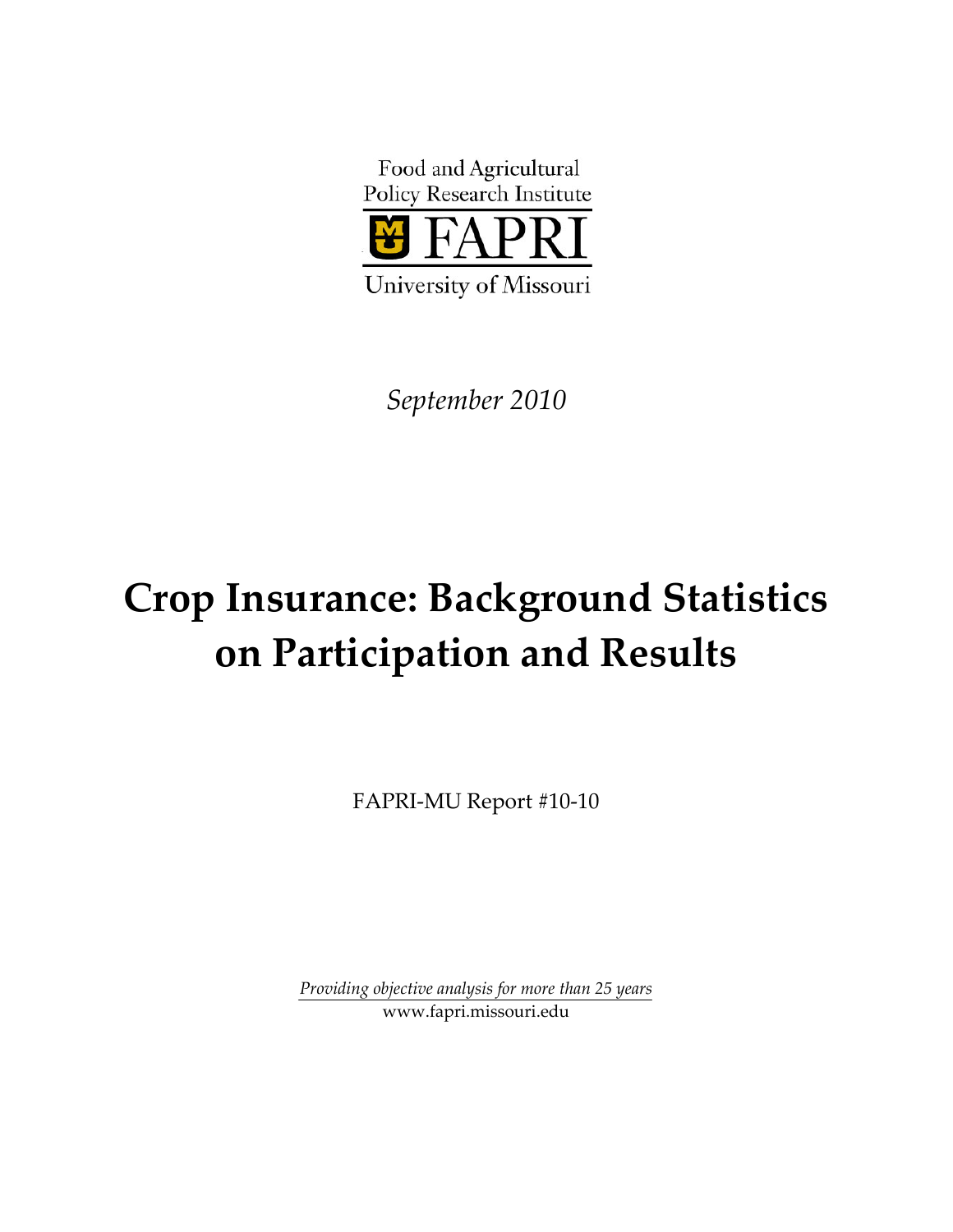Food and Agricultural
Policy Research Institute

FAPRI

University of Missouri

*September 2010*

# Crop Insurance: Background Statistics on Participation and Results

FAPRI-MU Report #10-10

*Providing objective analysis for more than 25 years*

www.fapri.missouri.edu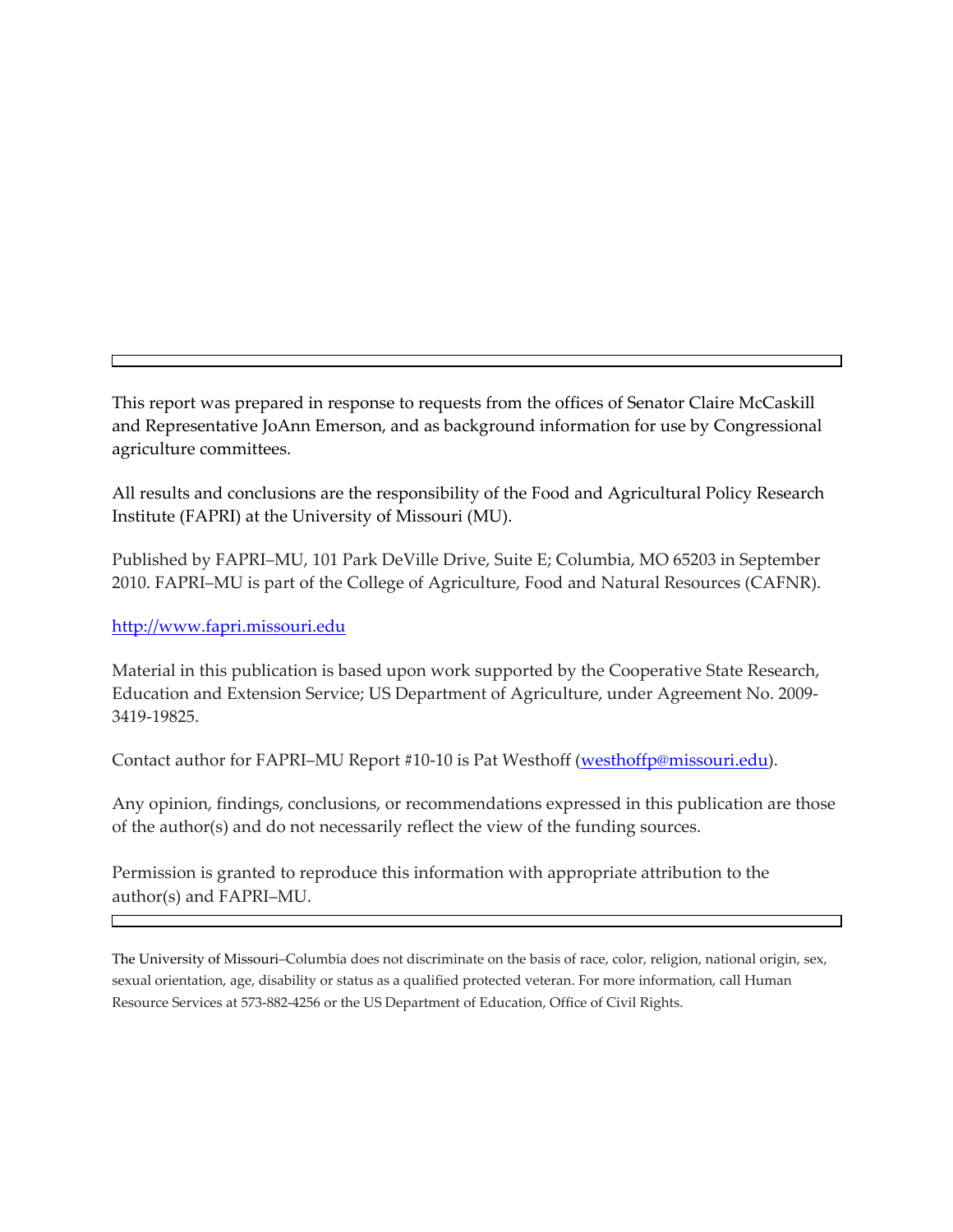This report was prepared in response to requests from the offices of Senator Claire McCaskill and Representative JoAnn Emerson, and as background information for use by Congressional agriculture committees.

All results and conclusions are the responsibility of the Food and Agricultural Policy Research Institute (FAPRI) at the University of Missouri (MU).

Published by FAPRI–MU, 101 Park DeVille Drive, Suite E; Columbia, MO 65203 in September 2010. FAPRI–MU is part of the College of Agriculture, Food and Natural Resources (CAFNR).

http://www.fapri.missouri.edu

Material in this publication is based upon work supported by the Cooperative State Research, Education and Extension Service; US Department of Agriculture, under Agreement No. 2009-3419-19825.

Contact author for FAPRI–MU Report #10-10 is Pat Westhoff (westhoffp@missouri.edu).

Any opinion, findings, conclusions, or recommendations expressed in this publication are those of the author(s) and do not necessarily reflect the view of the funding sources.

Permission is granted to reproduce this information with appropriate attribution to the author(s) and FAPRI–MU.

---

The University of Missouri–Columbia does not discriminate on the basis of race, color, religion, national origin, sex, sexual orientation, age, disability or status as a qualified protected veteran. For more information, call Human Resource Services at 573-882-4256 or the US Department of Education, Office of Civil Rights.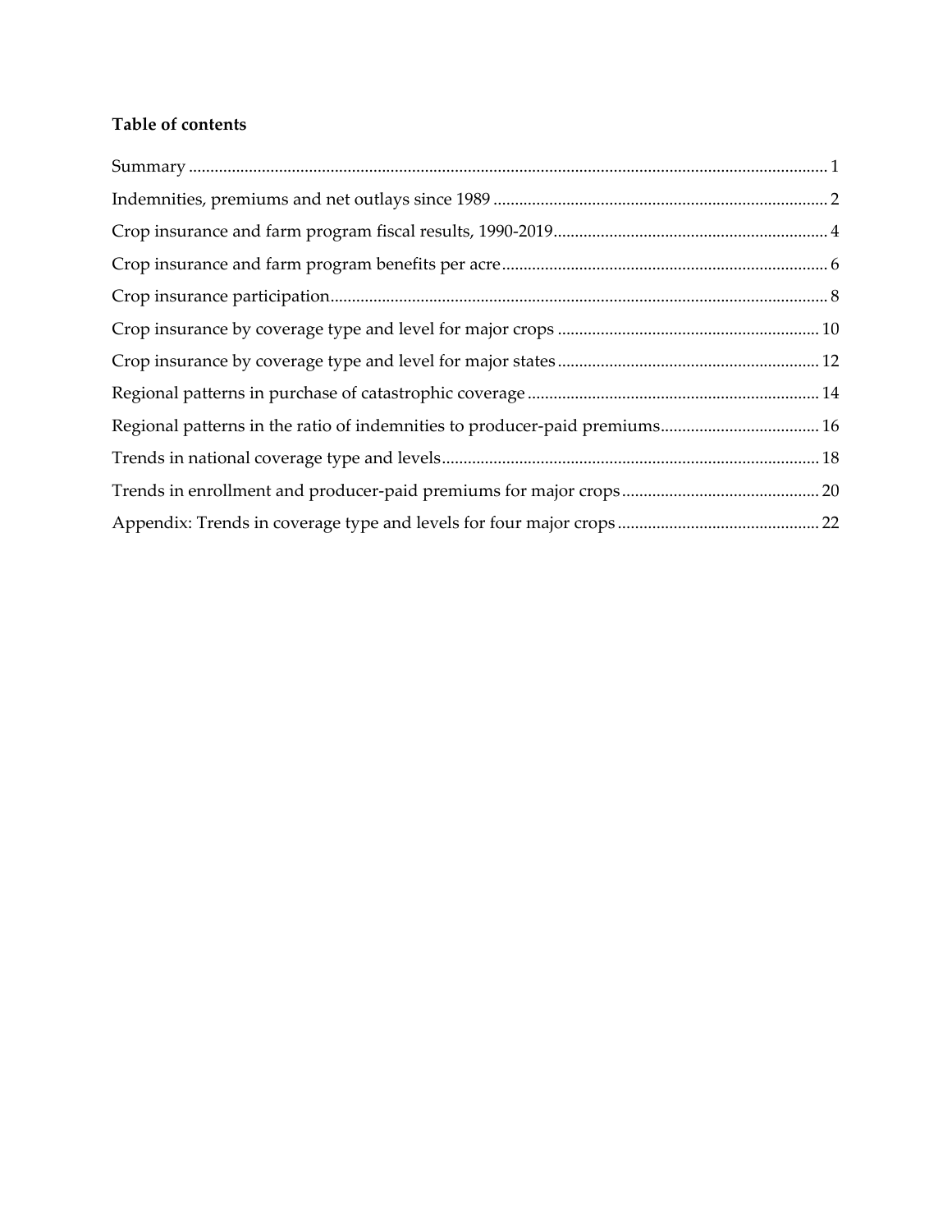**Table of contents**

Summary ........................................................................................................................................ 1
Indemnities, premiums and net outlays since 1989 ............................................................................ 2
Crop insurance and farm program fiscal results, 1990-2019............................................................... 4
Crop insurance and farm program benefits per acre.......................................................................... 6
Crop insurance participation.................................................................................................................. 8
Crop insurance by coverage type and level for major crops ............................................................ 10
Crop insurance by coverage type and level for major states............................................................ 12
Regional patterns in purchase of catastrophic coverage .................................................................. 14
Regional patterns in the ratio of indemnities to producer-paid premiums.................................... 16
Trends in national coverage type and levels...................................................................................... 18
Trends in enrollment and producer-paid premiums for major crops............................................. 20
Appendix: Trends in coverage type and levels for four major crops .............................................. 22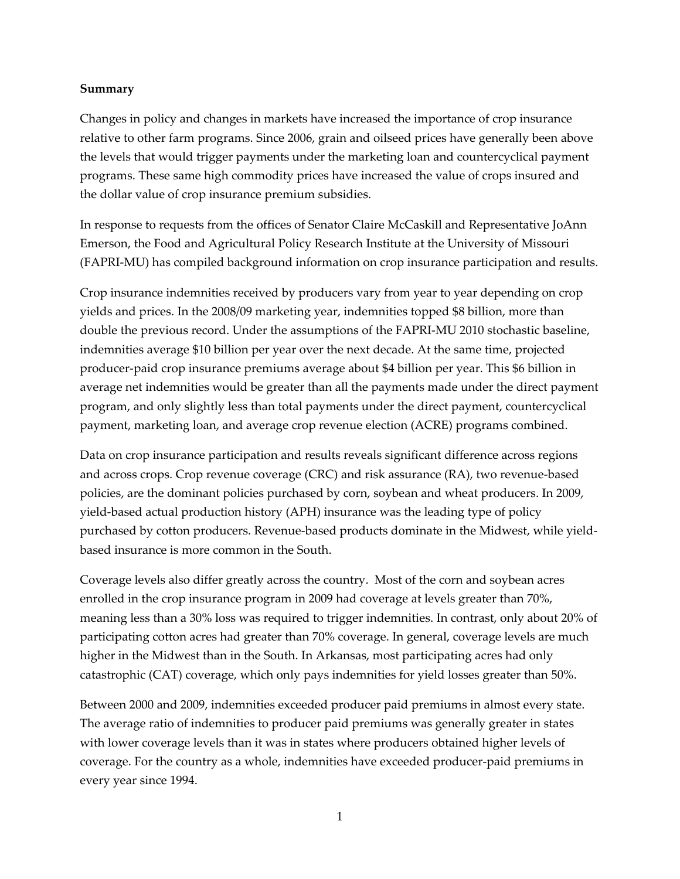**Summary**

Changes in policy and changes in markets have increased the importance of crop insurance relative to other farm programs. Since 2006, grain and oilseed prices have generally been above the levels that would trigger payments under the marketing loan and countercyclical payment programs. These same high commodity prices have increased the value of crops insured and the dollar value of crop insurance premium subsidies.

In response to requests from the offices of Senator Claire McCaskill and Representative JoAnn Emerson, the Food and Agricultural Policy Research Institute at the University of Missouri (FAPRI-MU) has compiled background information on crop insurance participation and results.

Crop insurance indemnities received by producers vary from year to year depending on crop yields and prices. In the 2008/09 marketing year, indemnities topped $8 billion, more than double the previous record. Under the assumptions of the FAPRI-MU 2010 stochastic baseline, indemnities average $10 billion per year over the next decade. At the same time, projected producer-paid crop insurance premiums average about $4 billion per year. This $6 billion in average net indemnities would be greater than all the payments made under the direct payment program, and only slightly less than total payments under the direct payment, countercyclical payment, marketing loan, and average crop revenue election (ACRE) programs combined.

Data on crop insurance participation and results reveals significant difference across regions and across crops. Crop revenue coverage (CRC) and risk assurance (RA), two revenue-based policies, are the dominant policies purchased by corn, soybean and wheat producers. In 2009, yield-based actual production history (APH) insurance was the leading type of policy purchased by cotton producers. Revenue-based products dominate in the Midwest, while yield-based insurance is more common in the South.

Coverage levels also differ greatly across the country. Most of the corn and soybean acres enrolled in the crop insurance program in 2009 had coverage at levels greater than 70%, meaning less than a 30% loss was required to trigger indemnities. In contrast, only about 20% of participating cotton acres had greater than 70% coverage. In general, coverage levels are much higher in the Midwest than in the South. In Arkansas, most participating acres had only catastrophic (CAT) coverage, which only pays indemnities for yield losses greater than 50%.

Between 2000 and 2009, indemnities exceeded producer paid premiums in almost every state. The average ratio of indemnities to producer paid premiums was generally greater in states with lower coverage levels than it was in states where producers obtained higher levels of coverage. For the country as a whole, indemnities have exceeded producer-paid premiums in every year since 1994.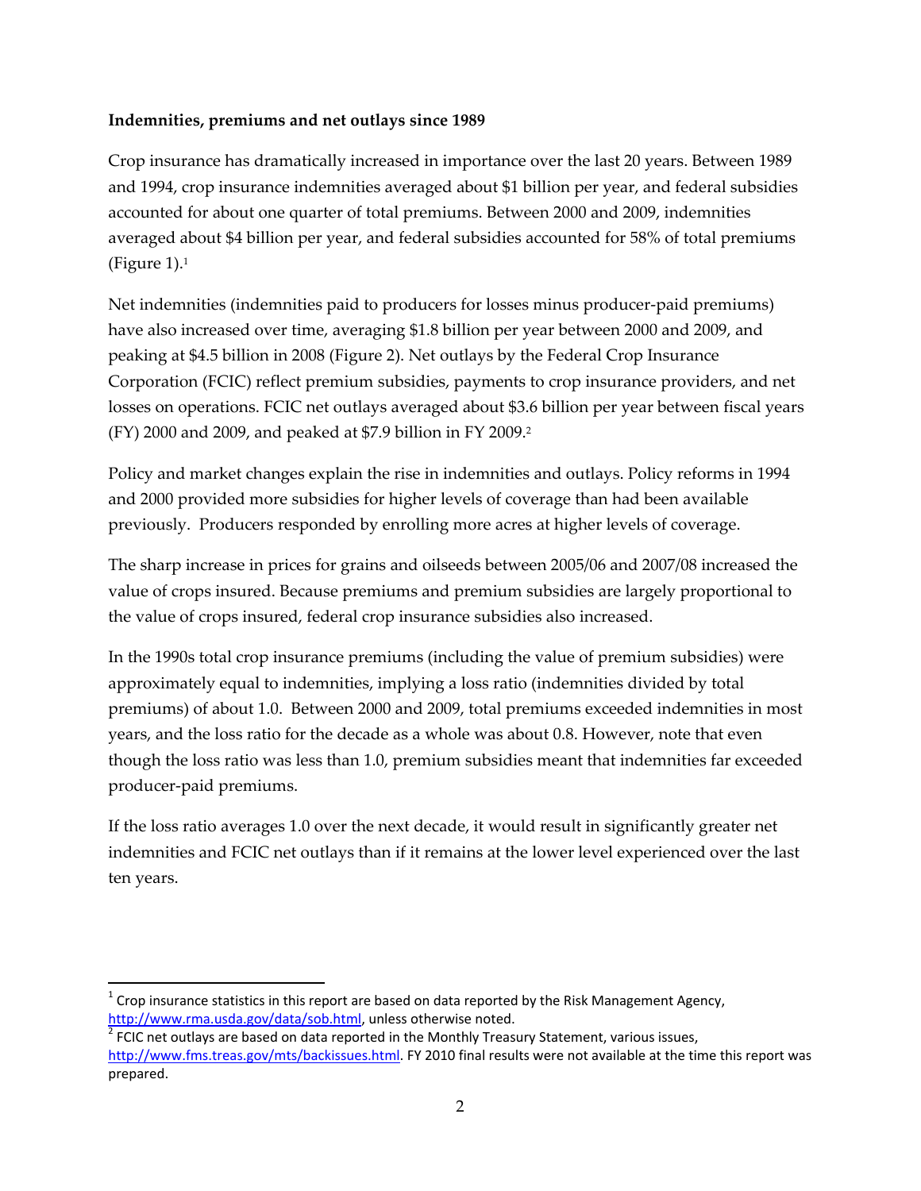**Indemnities, premiums and net outlays since 1989**

Crop insurance has dramatically increased in importance over the last 20 years. Between 1989 and 1994, crop insurance indemnities averaged about $1 billion per year, and federal subsidies accounted for about one quarter of total premiums. Between 2000 and 2009, indemnities averaged about $4 billion per year, and federal subsidies accounted for 58% of total premiums (Figure 1).[1]

Net indemnities (indemnities paid to producers for losses minus producer-paid premiums) have also increased over time, averaging $1.8 billion per year between 2000 and 2009, and peaking at $4.5 billion in 2008 (Figure 2). Net outlays by the Federal Crop Insurance Corporation (FCIC) reflect premium subsidies, payments to crop insurance providers, and net losses on operations. FCIC net outlays averaged about $3.6 billion per year between fiscal years (FY) 2000 and 2009, and peaked at $7.9 billion in FY 2009.[2]

Policy and market changes explain the rise in indemnities and outlays. Policy reforms in 1994 and 2000 provided more subsidies for higher levels of coverage than had been available previously. Producers responded by enrolling more acres at higher levels of coverage.

The sharp increase in prices for grains and oilseeds between 2005/06 and 2007/08 increased the value of crops insured. Because premiums and premium subsidies are largely proportional to the value of crops insured, federal crop insurance subsidies also increased.

In the 1990s total crop insurance premiums (including the value of premium subsidies) were approximately equal to indemnities, implying a loss ratio (indemnities divided by total premiums) of about 1.0. Between 2000 and 2009, total premiums exceeded indemnities in most years, and the loss ratio for the decade as a whole was about 0.8. However, note that even though the loss ratio was less than 1.0, premium subsidies meant that indemnities far exceeded producer-paid premiums.

If the loss ratio averages 1.0 over the next decade, it would result in significantly greater net indemnities and FCIC net outlays than if it remains at the lower level experienced over the last ten years.

---

[1] Crop insurance statistics in this report are based on data reported by the Risk Management Agency, http://www.rma.usda.gov/data/sob.html, unless otherwise noted.

[2] FCIC net outlays are based on data reported in the Monthly Treasury Statement, various issues, http://www.fms.treas.gov/mts/backissues.html. FY 2010 final results were not available at the time this report was prepared.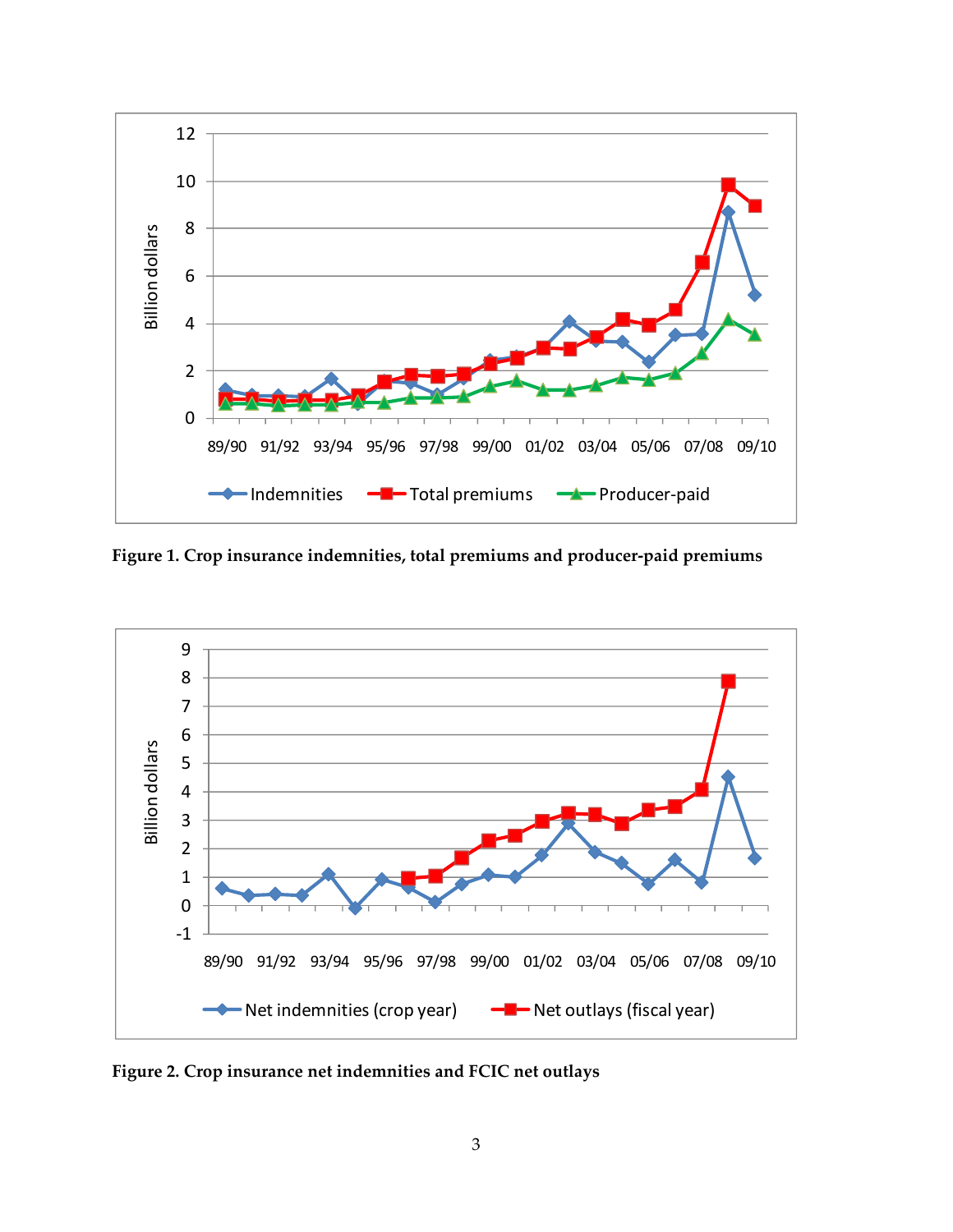Figure 1. Crop insurance indemnities, total premiums and producer-paid premiums

Figure 2. Crop insurance net indemnities and FCIC net outlays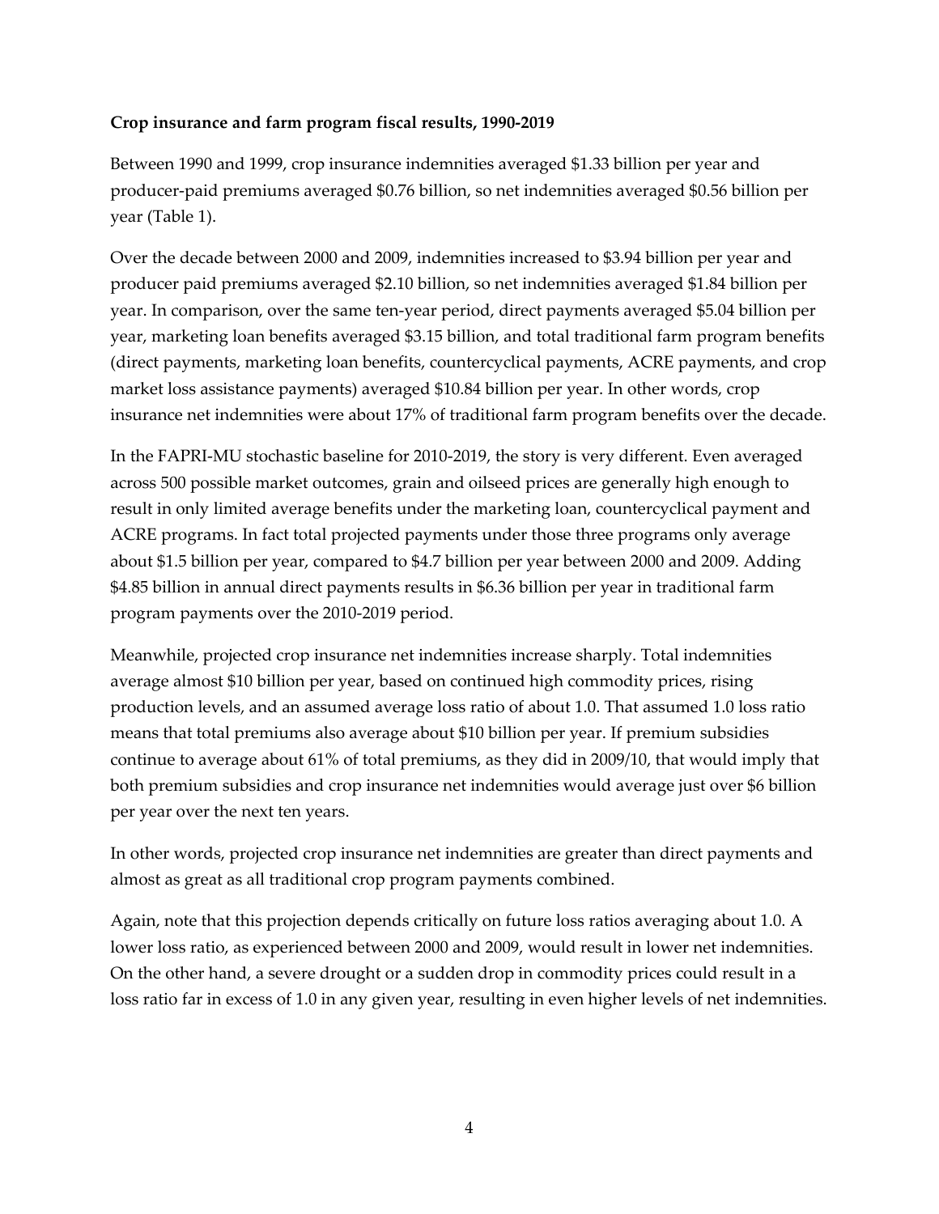**Crop insurance and farm program fiscal results, 1990-2019**

Between 1990 and 1999, crop insurance indemnities averaged $1.33 billion per year and producer-paid premiums averaged $0.76 billion, so net indemnities averaged $0.56 billion per year (Table 1).

Over the decade between 2000 and 2009, indemnities increased to $3.94 billion per year and producer paid premiums averaged $2.10 billion, so net indemnities averaged $1.84 billion per year. In comparison, over the same ten-year period, direct payments averaged $5.04 billion per year, marketing loan benefits averaged $3.15 billion, and total traditional farm program benefits (direct payments, marketing loan benefits, countercyclical payments, ACRE payments, and crop market loss assistance payments) averaged $10.84 billion per year. In other words, crop insurance net indemnities were about 17% of traditional farm program benefits over the decade.

In the FAPRI-MU stochastic baseline for 2010-2019, the story is very different. Even averaged across 500 possible market outcomes, grain and oilseed prices are generally high enough to result in only limited average benefits under the marketing loan, countercyclical payment and ACRE programs. In fact total projected payments under those three programs only average about $1.5 billion per year, compared to $4.7 billion per year between 2000 and 2009. Adding $4.85 billion in annual direct payments results in $6.36 billion per year in traditional farm program payments over the 2010-2019 period.

Meanwhile, projected crop insurance net indemnities increase sharply. Total indemnities average almost $10 billion per year, based on continued high commodity prices, rising production levels, and an assumed average loss ratio of about 1.0. That assumed 1.0 loss ratio means that total premiums also average about $10 billion per year. If premium subsidies continue to average about 61% of total premiums, as they did in 2009/10, that would imply that both premium subsidies and crop insurance net indemnities would average just over $6 billion per year over the next ten years.

In other words, projected crop insurance net indemnities are greater than direct payments and almost as great as all traditional crop program payments combined.

Again, note that this projection depends critically on future loss ratios averaging about 1.0. A lower loss ratio, as experienced between 2000 and 2009, would result in lower net indemnities. On the other hand, a severe drought or a sudden drop in commodity prices could result in a loss ratio far in excess of 1.0 in any given year, resulting in even higher levels of net indemnities.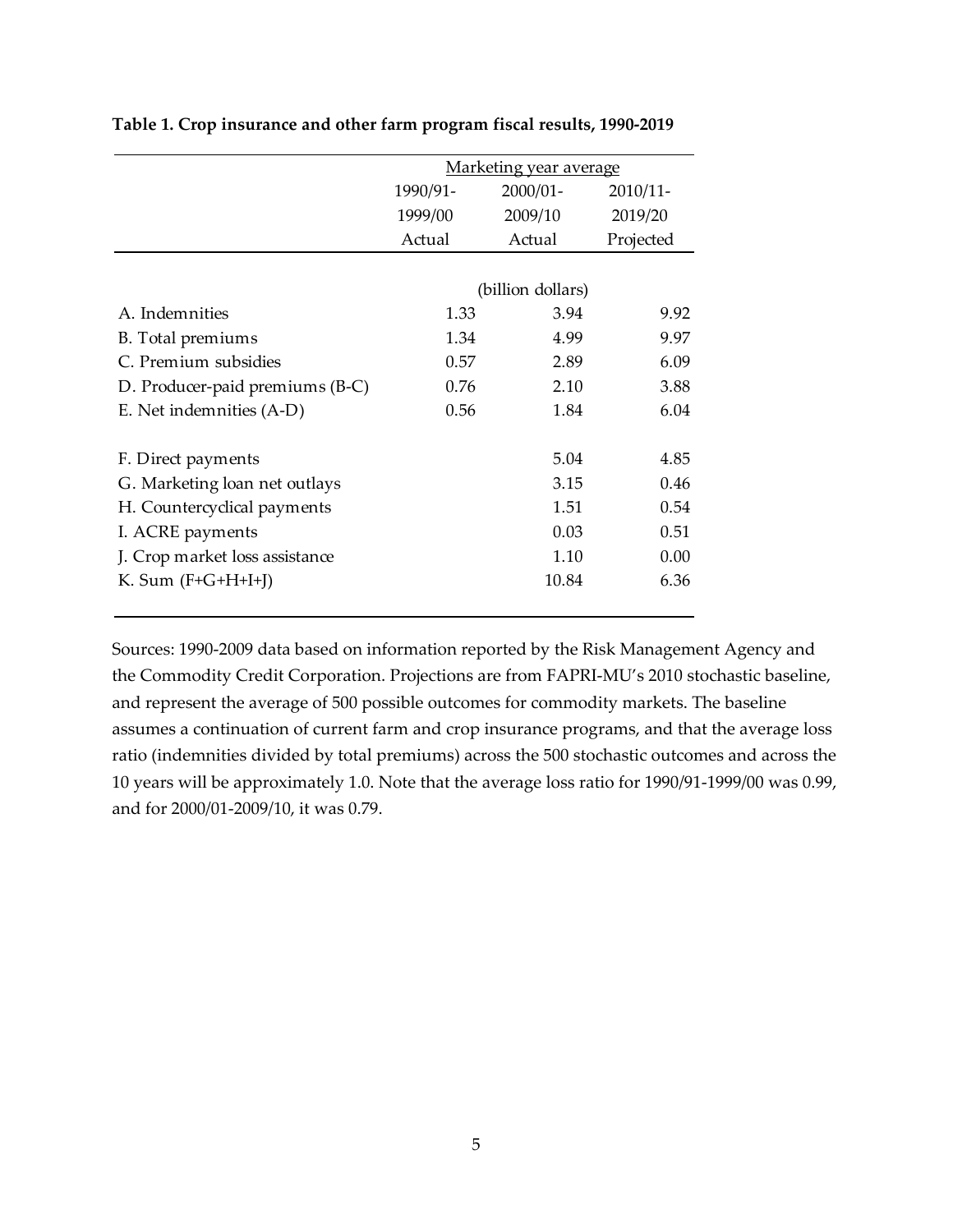**Table 1. Crop insurance and other farm program fiscal results, 1990-2019**

| | Marketing year average | | |
|---|---|---|---|
| | 1990/91-1999/00 Actual | 2000/01-2009/10 Actual | 2010/11-2019/20 Projected |
| | (billion dollars) | | |
| A. Indemnities | 1.33 | 3.94 | 9.92 |
| B. Total premiums | 1.34 | 4.99 | 9.97 |
| C. Premium subsidies | 0.57 | 2.89 | 6.09 |
| D. Producer-paid premiums (B-C) | 0.76 | 2.10 | 3.88 |
| E. Net indemnities (A-D) | 0.56 | 1.84 | 6.04 |
| F. Direct payments | | 5.04 | 4.85 |
| G. Marketing loan net outlays | | 3.15 | 0.46 |
| H. Countercyclical payments | | 1.51 | 0.54 |
| I. ACRE payments | | 0.03 | 0.51 |
| J. Crop market loss assistance | | 1.10 | 0.00 |
| K. Sum (F+G+H+I+J) | | 10.84 | 6.36 |

Sources: 1990-2009 data based on information reported by the Risk Management Agency and the Commodity Credit Corporation. Projections are from FAPRI-MU's 2010 stochastic baseline, and represent the average of 500 possible outcomes for commodity markets. The baseline assumes a continuation of current farm and crop insurance programs, and that the average loss ratio (indemnities divided by total premiums) across the 500 stochastic outcomes and across the 10 years will be approximately 1.0. Note that the average loss ratio for 1990/91-1999/00 was 0.99, and for 2000/01-2009/10, it was 0.79.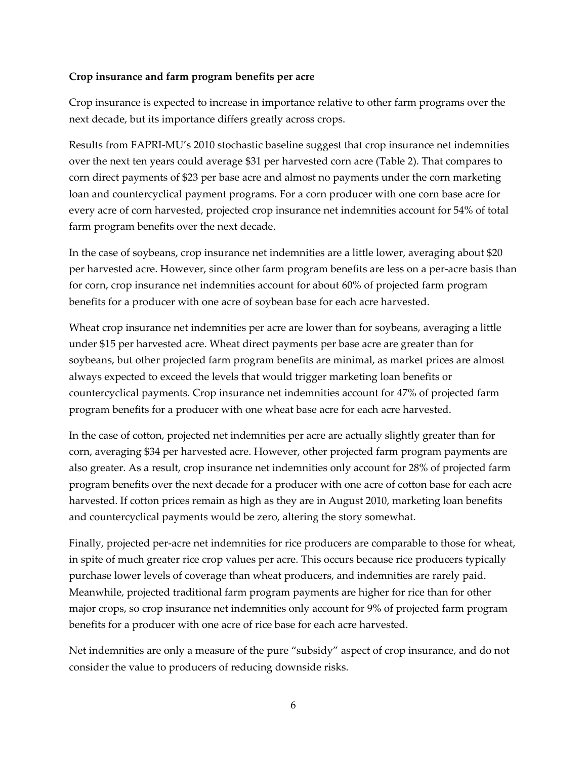**Crop insurance and farm program benefits per acre**

Crop insurance is expected to increase in importance relative to other farm programs over the next decade, but its importance differs greatly across crops.

Results from FAPRI-MU's 2010 stochastic baseline suggest that crop insurance net indemnities over the next ten years could average $31 per harvested corn acre (Table 2). That compares to corn direct payments of $23 per base acre and almost no payments under the corn marketing loan and countercyclical payment programs. For a corn producer with one corn base acre for every acre of corn harvested, projected crop insurance net indemnities account for 54% of total farm program benefits over the next decade.

In the case of soybeans, crop insurance net indemnities are a little lower, averaging about $20 per harvested acre. However, since other farm program benefits are less on a per-acre basis than for corn, crop insurance net indemnities account for about 60% of projected farm program benefits for a producer with one acre of soybean base for each acre harvested.

Wheat crop insurance net indemnities per acre are lower than for soybeans, averaging a little under $15 per harvested acre. Wheat direct payments per base acre are greater than for soybeans, but other projected farm program benefits are minimal, as market prices are almost always expected to exceed the levels that would trigger marketing loan benefits or countercyclical payments. Crop insurance net indemnities account for 47% of projected farm program benefits for a producer with one wheat base acre for each acre harvested.

In the case of cotton, projected net indemnities per acre are actually slightly greater than for corn, averaging $34 per harvested acre. However, other projected farm program payments are also greater. As a result, crop insurance net indemnities only account for 28% of projected farm program benefits over the next decade for a producer with one acre of cotton base for each acre harvested. If cotton prices remain as high as they are in August 2010, marketing loan benefits and countercyclical payments would be zero, altering the story somewhat.

Finally, projected per-acre net indemnities for rice producers are comparable to those for wheat, in spite of much greater rice crop values per acre. This occurs because rice producers typically purchase lower levels of coverage than wheat producers, and indemnities are rarely paid. Meanwhile, projected traditional farm program payments are higher for rice than for other major crops, so crop insurance net indemnities only account for 9% of projected farm program benefits for a producer with one acre of rice base for each acre harvested.

Net indemnities are only a measure of the pure "subsidy" aspect of crop insurance, and do not consider the value to producers of reducing downside risks.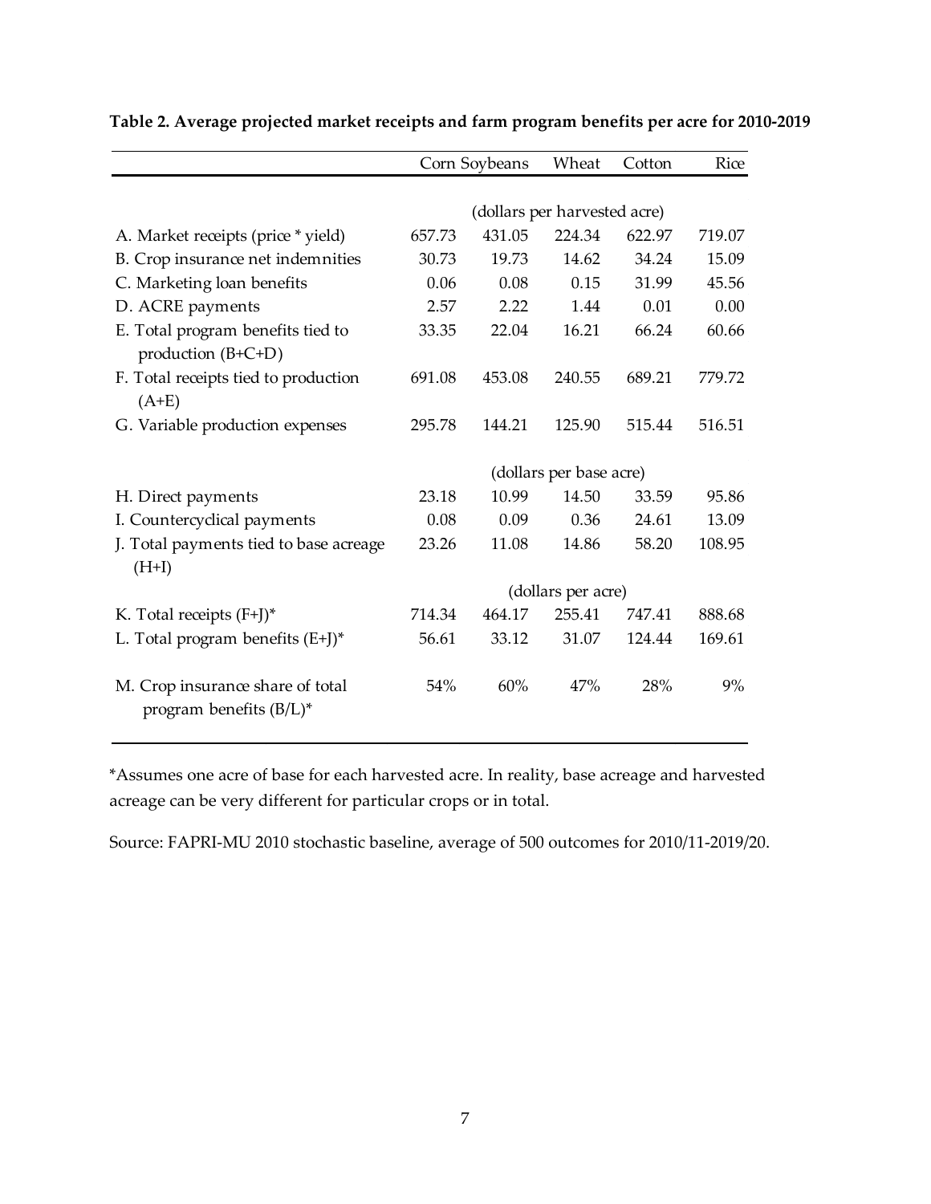**Table 2. Average projected market receipts and farm program benefits per acre for 2010-2019**

| | Corn | Soybeans | Wheat | Cotton | Rice |
|---|---|---|---|---|---|
| | (dollars per harvested acre) | | | | |
| A. Market receipts (price * yield) | 657.73 | 431.05 | 224.34 | 622.97 | 719.07 |
| B. Crop insurance net indemnities | 30.73 | 19.73 | 14.62 | 34.24 | 15.09 |
| C. Marketing loan benefits | 0.06 | 0.08 | 0.15 | 31.99 | 45.56 |
| D. ACRE payments | 2.57 | 2.22 | 1.44 | 0.01 | 0.00 |
| E. Total program benefits tied to production (B+C+D) | 33.35 | 22.04 | 16.21 | 66.24 | 60.66 |
| F. Total receipts tied to production (A+E) | 691.08 | 453.08 | 240.55 | 689.21 | 779.72 |
| G. Variable production expenses | 295.78 | 144.21 | 125.90 | 515.44 | 516.51 |
| | (dollars per base acre) | | | | |
| H. Direct payments | 23.18 | 10.99 | 14.50 | 33.59 | 95.86 |
| I. Countercyclical payments | 0.08 | 0.09 | 0.36 | 24.61 | 13.09 |
| J. Total payments tied to base acreage (H+I) | 23.26 | 11.08 | 14.86 | 58.20 | 108.95 |
| | (dollars per acre) | | | | |
| K. Total receipts (F+J)* | 714.34 | 464.17 | 255.41 | 747.41 | 888.68 |
| L. Total program benefits (E+J)* | 56.61 | 33.12 | 31.07 | 124.44 | 169.61 |
| M. Crop insurance share of total program benefits (B/L)* | 54% | 60% | 47% | 28% | 9% |

*Assumes one acre of base for each harvested acre. In reality, base acreage and harvested acreage can be very different for particular crops or in total.

Source: FAPRI-MU 2010 stochastic baseline, average of 500 outcomes for 2010/11-2019/20.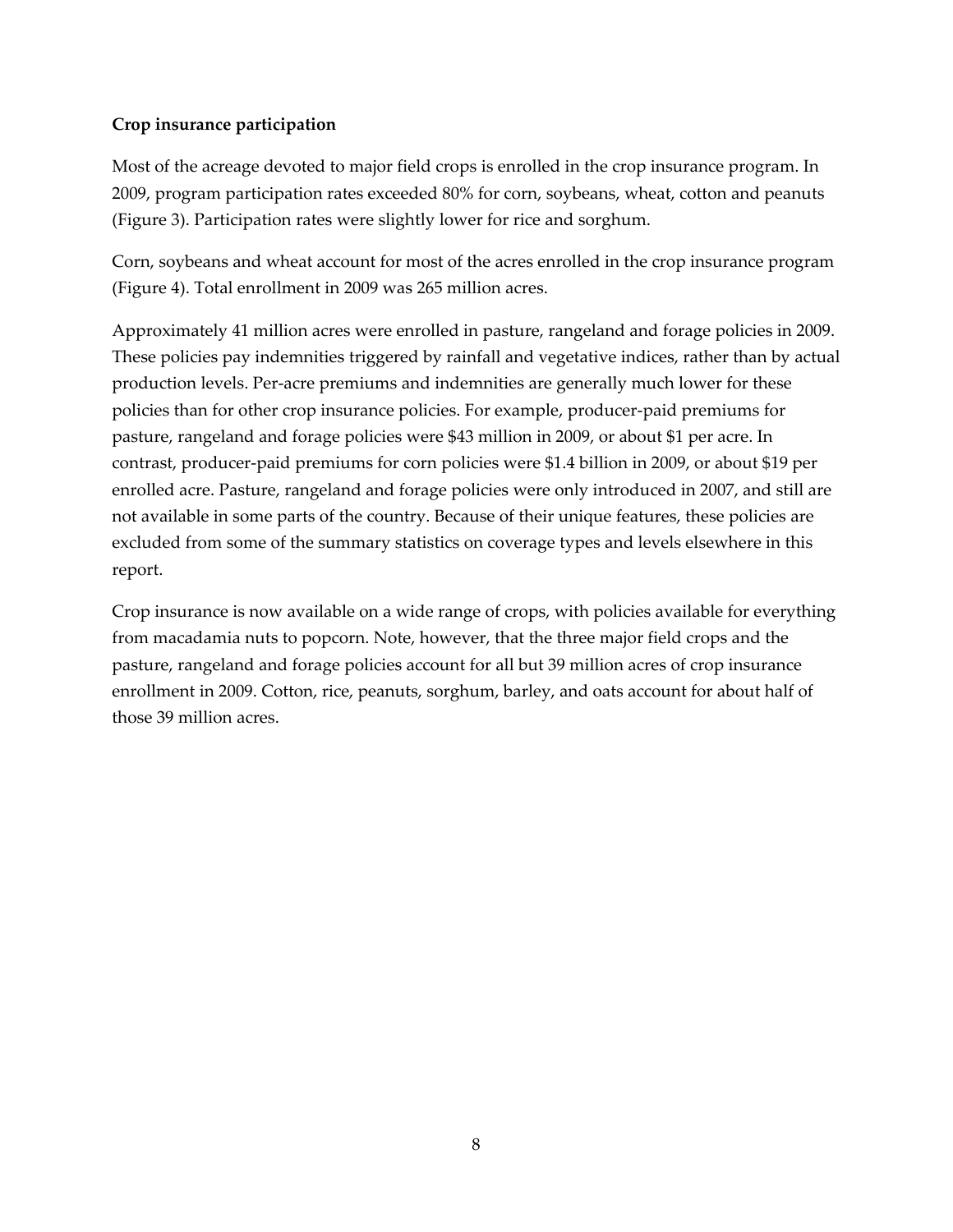**Crop insurance participation**

Most of the acreage devoted to major field crops is enrolled in the crop insurance program. In 2009, program participation rates exceeded 80% for corn, soybeans, wheat, cotton and peanuts (Figure 3). Participation rates were slightly lower for rice and sorghum.

Corn, soybeans and wheat account for most of the acres enrolled in the crop insurance program (Figure 4). Total enrollment in 2009 was 265 million acres.

Approximately 41 million acres were enrolled in pasture, rangeland and forage policies in 2009. These policies pay indemnities triggered by rainfall and vegetative indices, rather than by actual production levels. Per-acre premiums and indemnities are generally much lower for these policies than for other crop insurance policies. For example, producer-paid premiums for pasture, rangeland and forage policies were $43 million in 2009, or about $1 per acre. In contrast, producer-paid premiums for corn policies were $1.4 billion in 2009, or about $19 per enrolled acre. Pasture, rangeland and forage policies were only introduced in 2007, and still are not available in some parts of the country. Because of their unique features, these policies are excluded from some of the summary statistics on coverage types and levels elsewhere in this report.

Crop insurance is now available on a wide range of crops, with policies available for everything from macadamia nuts to popcorn. Note, however, that the three major field crops and the pasture, rangeland and forage policies account for all but 39 million acres of crop insurance enrollment in 2009. Cotton, rice, peanuts, sorghum, barley, and oats account for about half of those 39 million acres.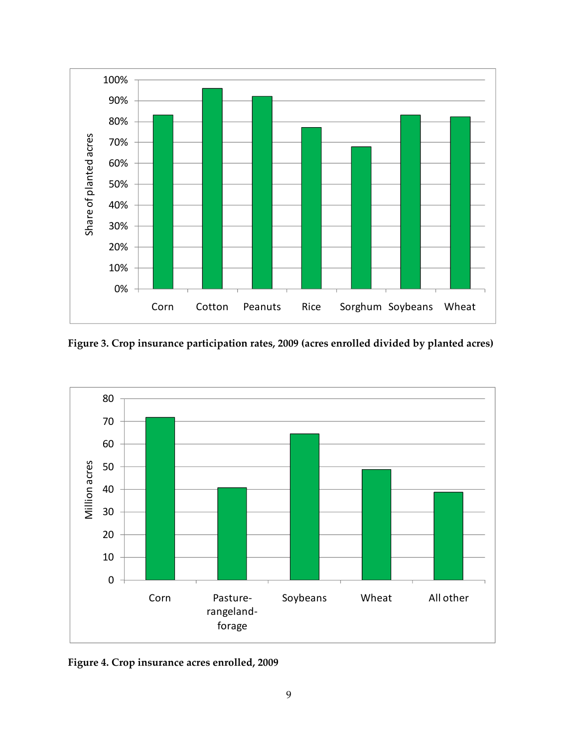**Figure 3. Crop insurance participation rates, 2009 (acres enrolled divided by planted acres)**

**Figure 4. Crop insurance acres enrolled, 2009**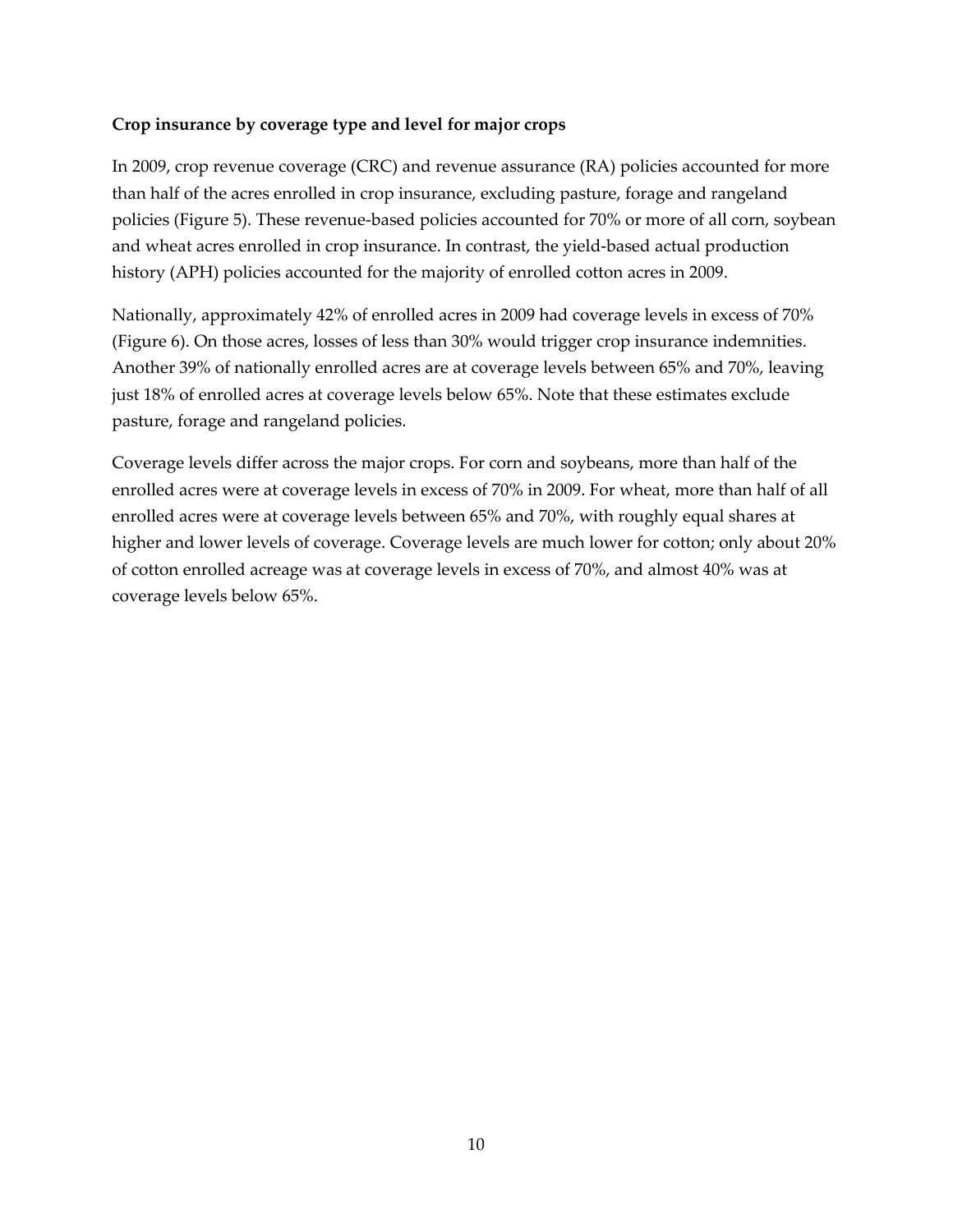**Crop insurance by coverage type and level for major crops**

In 2009, crop revenue coverage (CRC) and revenue assurance (RA) policies accounted for more than half of the acres enrolled in crop insurance, excluding pasture, forage and rangeland policies (Figure 5). These revenue-based policies accounted for 70% or more of all corn, soybean and wheat acres enrolled in crop insurance. In contrast, the yield-based actual production history (APH) policies accounted for the majority of enrolled cotton acres in 2009.

Nationally, approximately 42% of enrolled acres in 2009 had coverage levels in excess of 70% (Figure 6). On those acres, losses of less than 30% would trigger crop insurance indemnities. Another 39% of nationally enrolled acres are at coverage levels between 65% and 70%, leaving just 18% of enrolled acres at coverage levels below 65%. Note that these estimates exclude pasture, forage and rangeland policies.

Coverage levels differ across the major crops. For corn and soybeans, more than half of the enrolled acres were at coverage levels in excess of 70% in 2009. For wheat, more than half of all enrolled acres were at coverage levels between 65% and 70%, with roughly equal shares at higher and lower levels of coverage. Coverage levels are much lower for cotton; only about 20% of cotton enrolled acreage was at coverage levels in excess of 70%, and almost 40% was at coverage levels below 65%.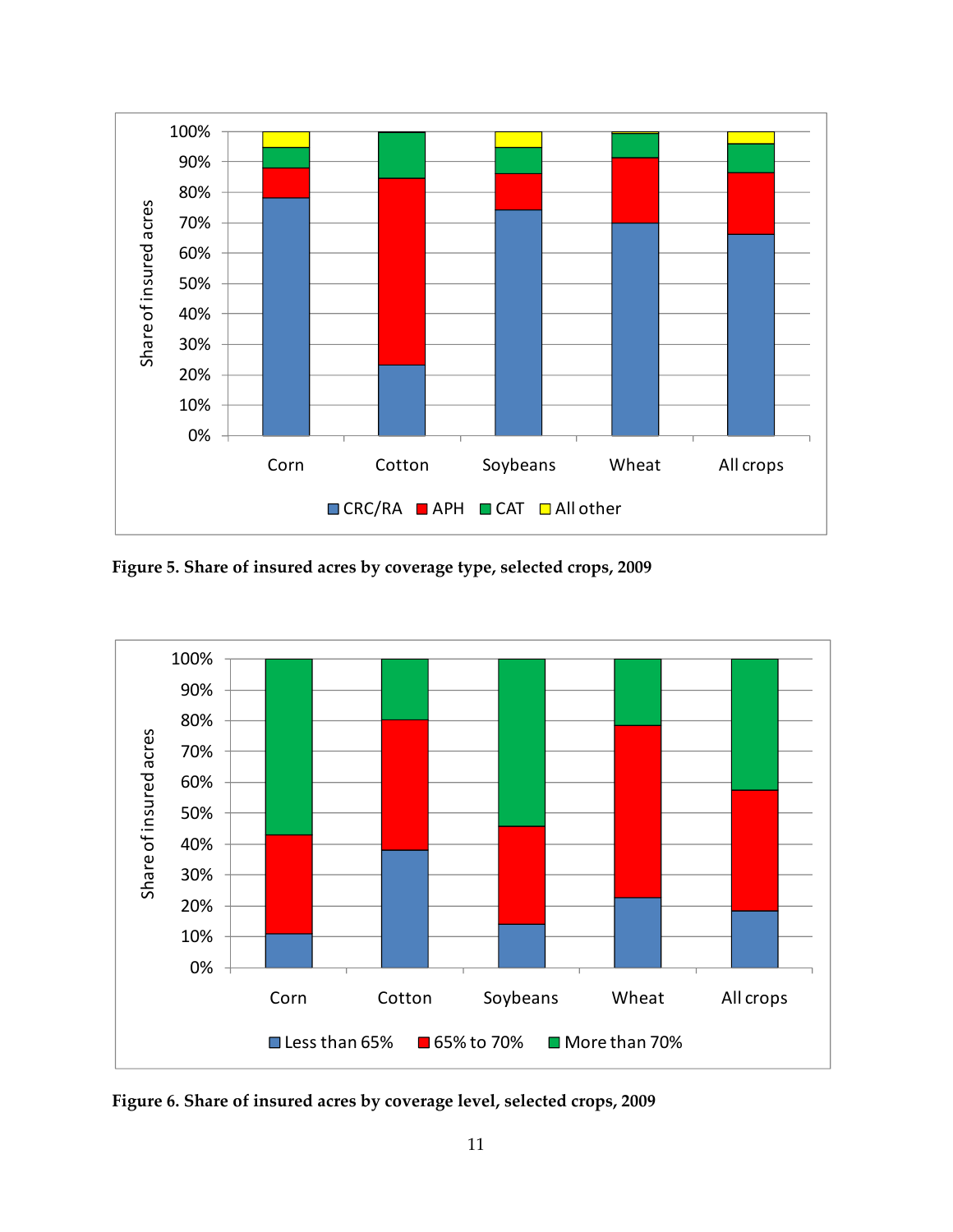**Figure 5. Share of insured acres by coverage type, selected crops, 2009**

**Figure 6. Share of insured acres by coverage level, selected crops, 2009**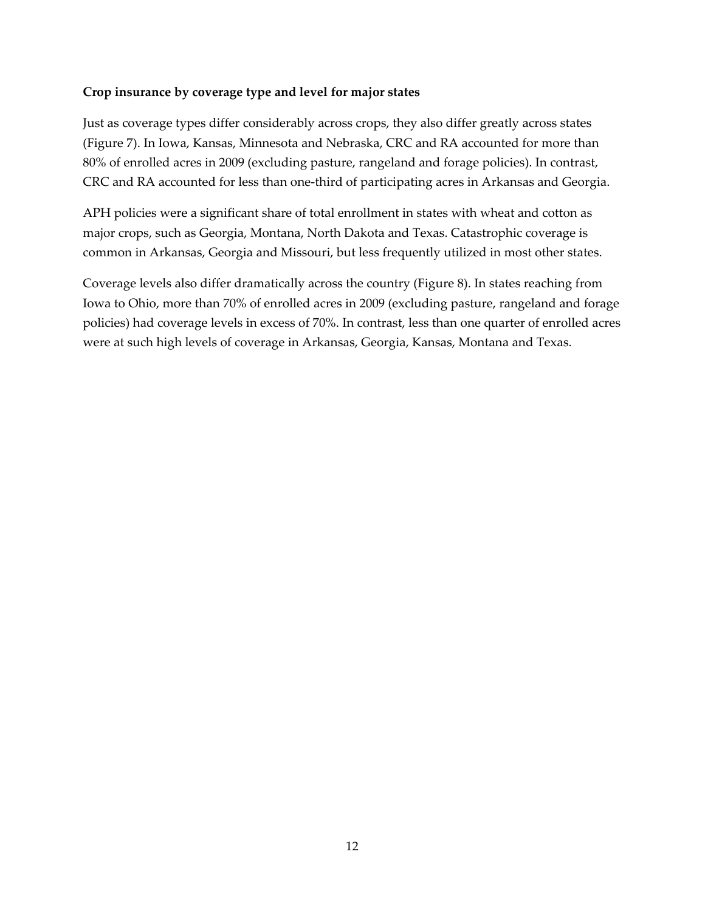**Crop insurance by coverage type and level for major states**

Just as coverage types differ considerably across crops, they also differ greatly across states (Figure 7). In Iowa, Kansas, Minnesota and Nebraska, CRC and RA accounted for more than 80% of enrolled acres in 2009 (excluding pasture, rangeland and forage policies). In contrast, CRC and RA accounted for less than one-third of participating acres in Arkansas and Georgia.

APH policies were a significant share of total enrollment in states with wheat and cotton as major crops, such as Georgia, Montana, North Dakota and Texas. Catastrophic coverage is common in Arkansas, Georgia and Missouri, but less frequently utilized in most other states.

Coverage levels also differ dramatically across the country (Figure 8). In states reaching from Iowa to Ohio, more than 70% of enrolled acres in 2009 (excluding pasture, rangeland and forage policies) had coverage levels in excess of 70%. In contrast, less than one quarter of enrolled acres were at such high levels of coverage in Arkansas, Georgia, Kansas, Montana and Texas.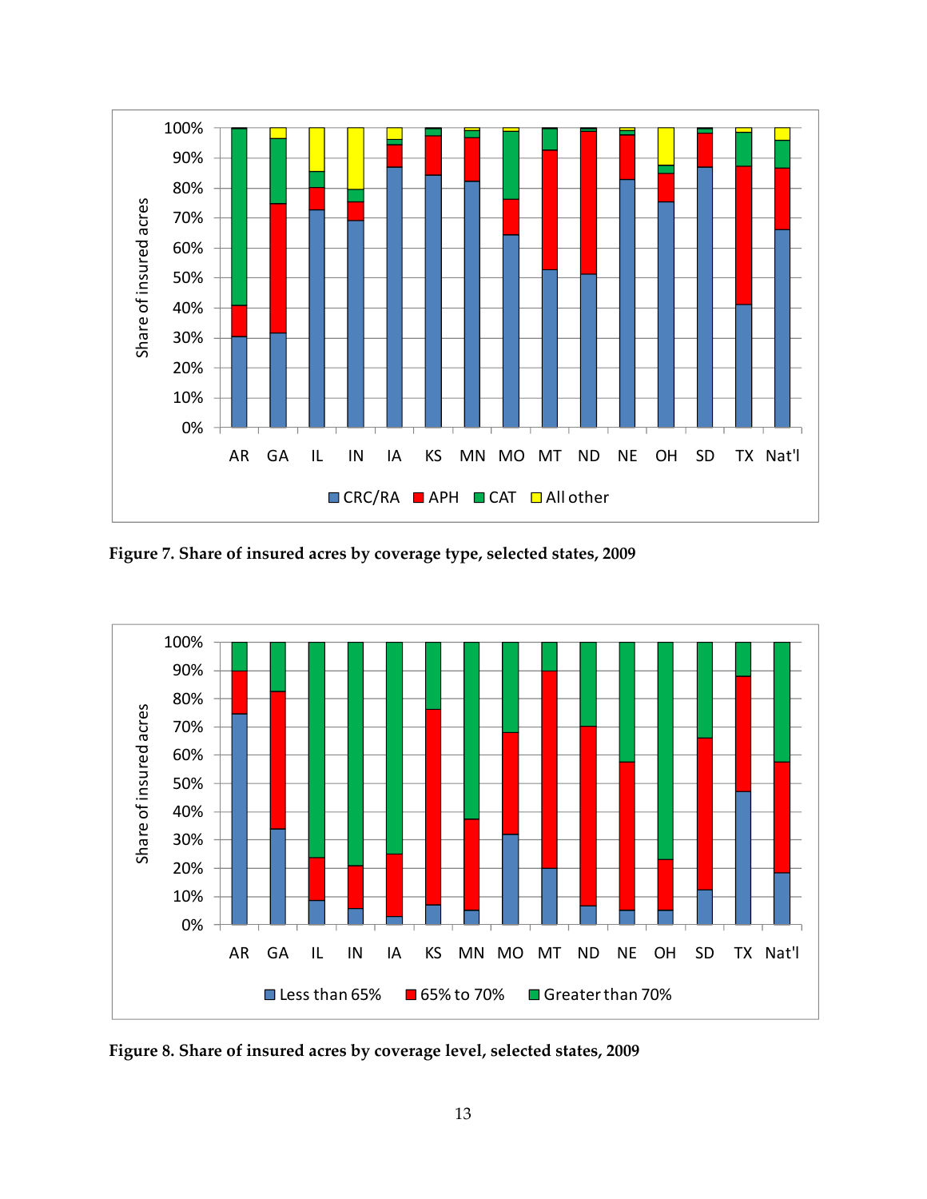**Figure 7. Share of insured acres by coverage type, selected states, 2009**

**Figure 8. Share of insured acres by coverage level, selected states, 2009**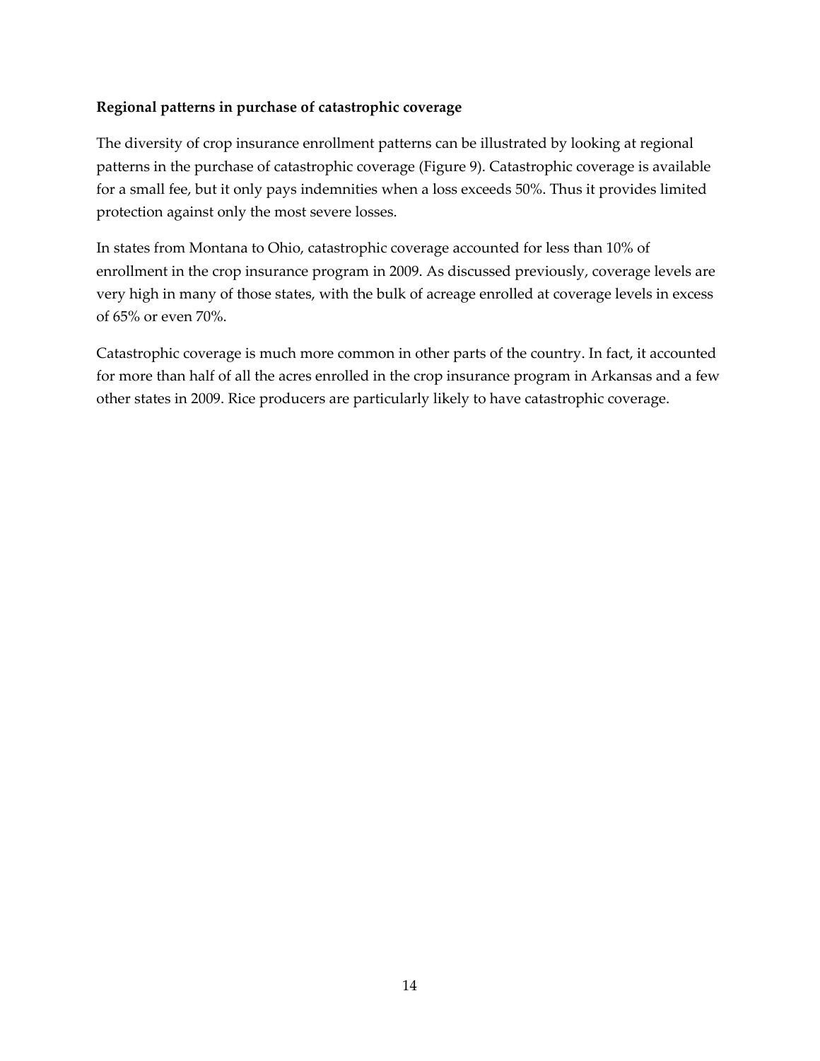**Regional patterns in purchase of catastrophic coverage**

The diversity of crop insurance enrollment patterns can be illustrated by looking at regional patterns in the purchase of catastrophic coverage (Figure 9). Catastrophic coverage is available for a small fee, but it only pays indemnities when a loss exceeds 50%. Thus it provides limited protection against only the most severe losses.

In states from Montana to Ohio, catastrophic coverage accounted for less than 10% of enrollment in the crop insurance program in 2009. As discussed previously, coverage levels are very high in many of those states, with the bulk of acreage enrolled at coverage levels in excess of 65% or even 70%.

Catastrophic coverage is much more common in other parts of the country. In fact, it accounted for more than half of all the acres enrolled in the crop insurance program in Arkansas and a few other states in 2009. Rice producers are particularly likely to have catastrophic coverage.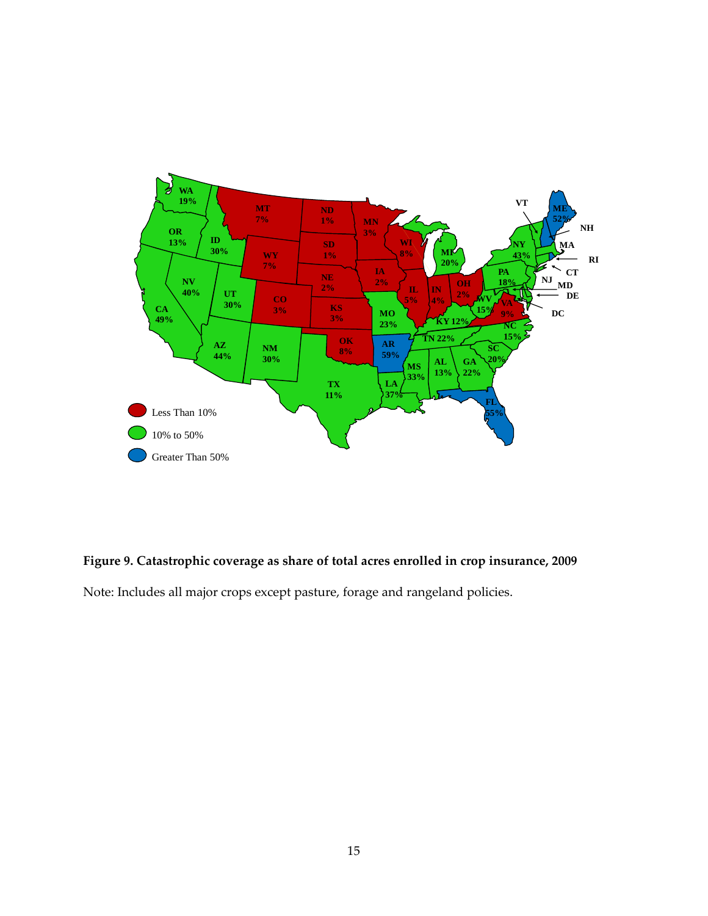**Figure 9. Catastrophic coverage as share of total acres enrolled in crop insurance, 2009**

Note: Includes all major crops except pasture, forage and rangeland policies.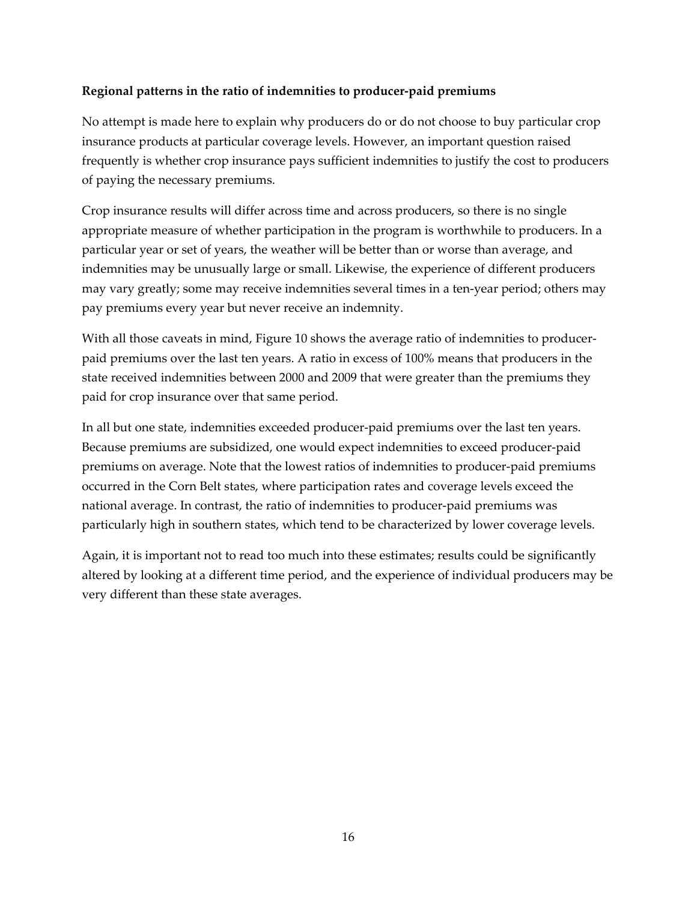### Regional patterns in the ratio of indemnities to producer-paid premiums

No attempt is made here to explain why producers do or do not choose to buy particular crop insurance products at particular coverage levels. However, an important question raised frequently is whether crop insurance pays sufficient indemnities to justify the cost to producers of paying the necessary premiums.

Crop insurance results will differ across time and across producers, so there is no single appropriate measure of whether participation in the program is worthwhile to producers. In a particular year or set of years, the weather will be better than or worse than average, and indemnities may be unusually large or small. Likewise, the experience of different producers may vary greatly; some may receive indemnities several times in a ten-year period; others may pay premiums every year but never receive an indemnity.

With all those caveats in mind, Figure 10 shows the average ratio of indemnities to producer-paid premiums over the last ten years. A ratio in excess of 100% means that producers in the state received indemnities between 2000 and 2009 that were greater than the premiums they paid for crop insurance over that same period.

In all but one state, indemnities exceeded producer-paid premiums over the last ten years. Because premiums are subsidized, one would expect indemnities to exceed producer-paid premiums on average. Note that the lowest ratios of indemnities to producer-paid premiums occurred in the Corn Belt states, where participation rates and coverage levels exceed the national average. In contrast, the ratio of indemnities to producer-paid premiums was particularly high in southern states, which tend to be characterized by lower coverage levels.

Again, it is important not to read too much into these estimates; results could be significantly altered by looking at a different time period, and the experience of individual producers may be very different than these state averages.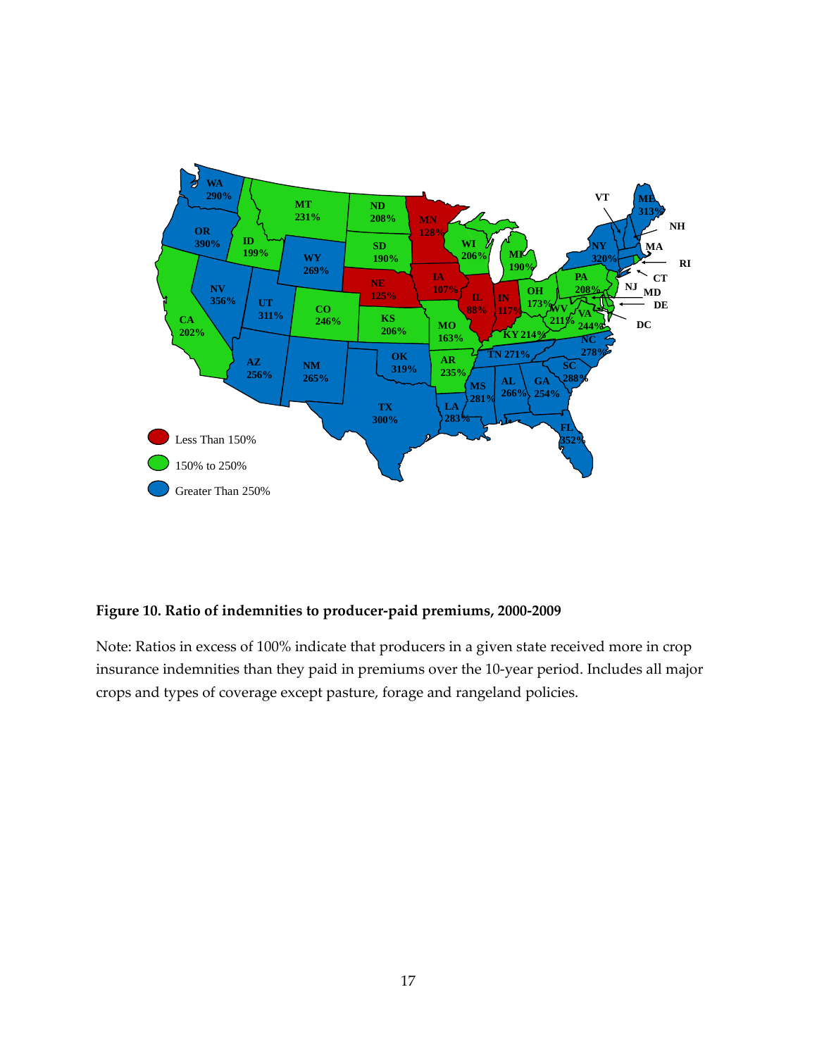**Figure 10. Ratio of indemnities to producer-paid premiums, 2000-2009**

Note: Ratios in excess of 100% indicate that producers in a given state received more in crop insurance indemnities than they paid in premiums over the 10-year period. Includes all major crops and types of coverage except pasture, forage and rangeland policies.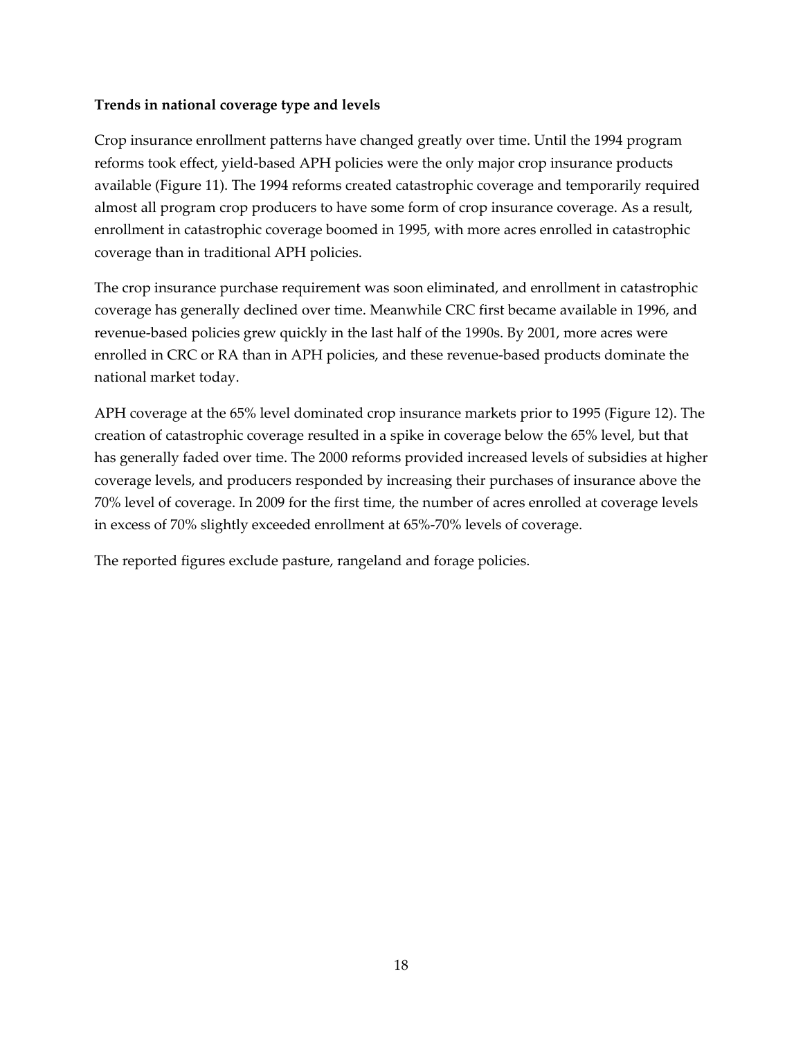### Trends in national coverage type and levels

Crop insurance enrollment patterns have changed greatly over time. Until the 1994 program reforms took effect, yield-based APH policies were the only major crop insurance products available (Figure 11). The 1994 reforms created catastrophic coverage and temporarily required almost all program crop producers to have some form of crop insurance coverage. As a result, enrollment in catastrophic coverage boomed in 1995, with more acres enrolled in catastrophic coverage than in traditional APH policies.

The crop insurance purchase requirement was soon eliminated, and enrollment in catastrophic coverage has generally declined over time. Meanwhile CRC first became available in 1996, and revenue-based policies grew quickly in the last half of the 1990s. By 2001, more acres were enrolled in CRC or RA than in APH policies, and these revenue-based products dominate the national market today.

APH coverage at the 65% level dominated crop insurance markets prior to 1995 (Figure 12). The creation of catastrophic coverage resulted in a spike in coverage below the 65% level, but that has generally faded over time. The 2000 reforms provided increased levels of subsidies at higher coverage levels, and producers responded by increasing their purchases of insurance above the 70% level of coverage. In 2009 for the first time, the number of acres enrolled at coverage levels in excess of 70% slightly exceeded enrollment at 65%-70% levels of coverage.

The reported figures exclude pasture, rangeland and forage policies.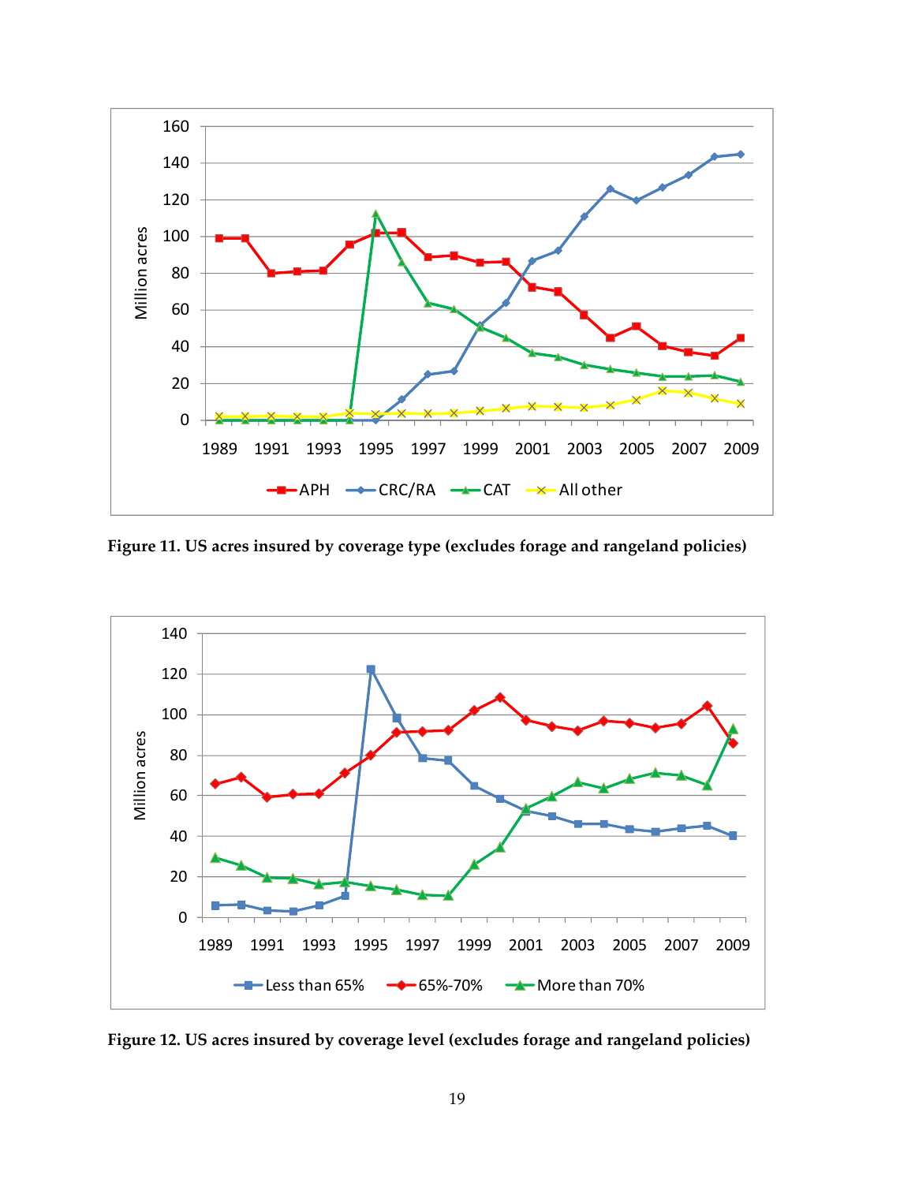**Figure 11. US acres insured by coverage type (excludes forage and rangeland policies)**

**Figure 12. US acres insured by coverage level (excludes forage and rangeland policies)**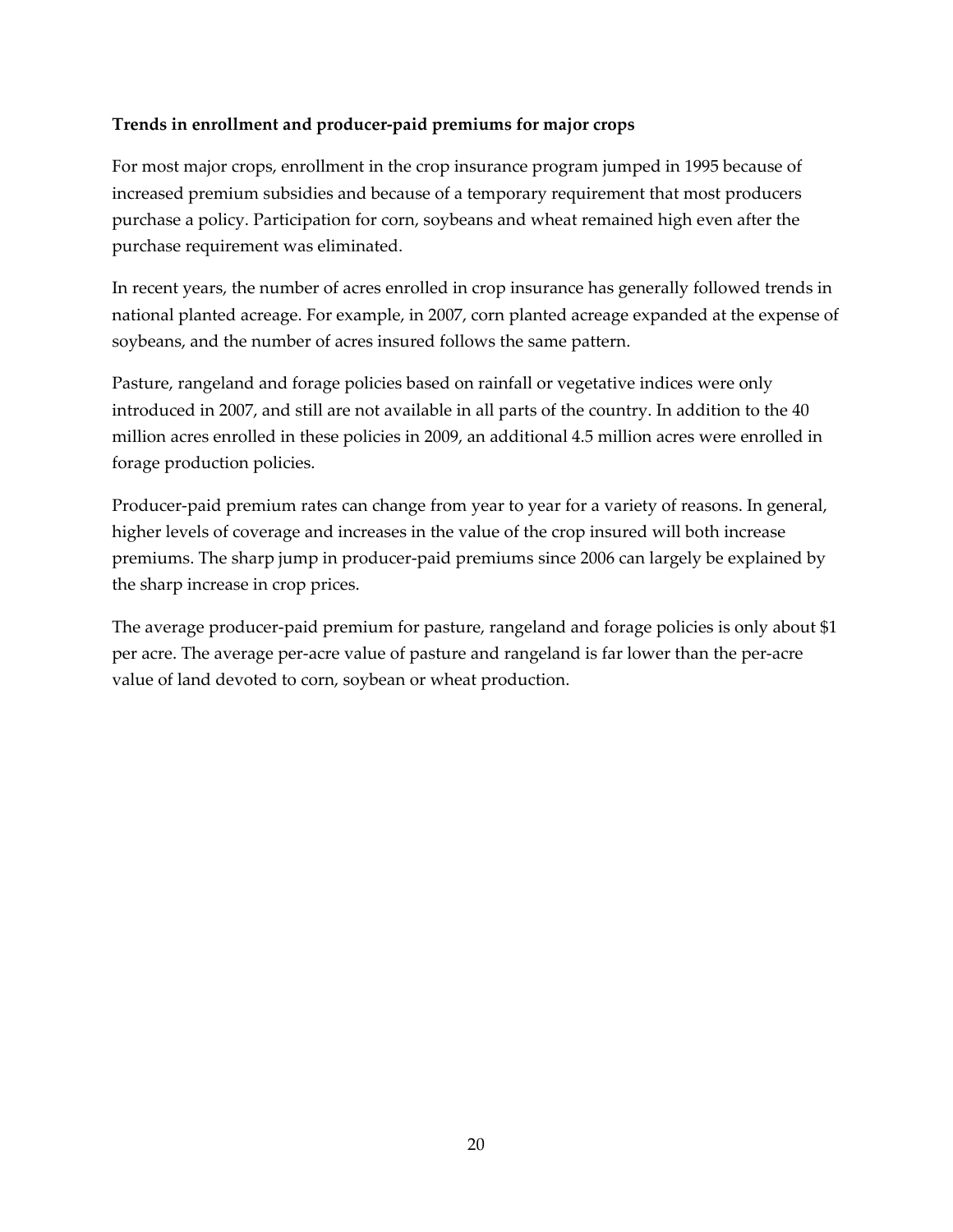**Trends in enrollment and producer-paid premiums for major crops**

For most major crops, enrollment in the crop insurance program jumped in 1995 because of increased premium subsidies and because of a temporary requirement that most producers purchase a policy. Participation for corn, soybeans and wheat remained high even after the purchase requirement was eliminated.

In recent years, the number of acres enrolled in crop insurance has generally followed trends in national planted acreage. For example, in 2007, corn planted acreage expanded at the expense of soybeans, and the number of acres insured follows the same pattern.

Pasture, rangeland and forage policies based on rainfall or vegetative indices were only introduced in 2007, and still are not available in all parts of the country. In addition to the 40 million acres enrolled in these policies in 2009, an additional 4.5 million acres were enrolled in forage production policies.

Producer-paid premium rates can change from year to year for a variety of reasons. In general, higher levels of coverage and increases in the value of the crop insured will both increase premiums. The sharp jump in producer-paid premiums since 2006 can largely be explained by the sharp increase in crop prices.

The average producer-paid premium for pasture, rangeland and forage policies is only about $1 per acre. The average per-acre value of pasture and rangeland is far lower than the per-acre value of land devoted to corn, soybean or wheat production.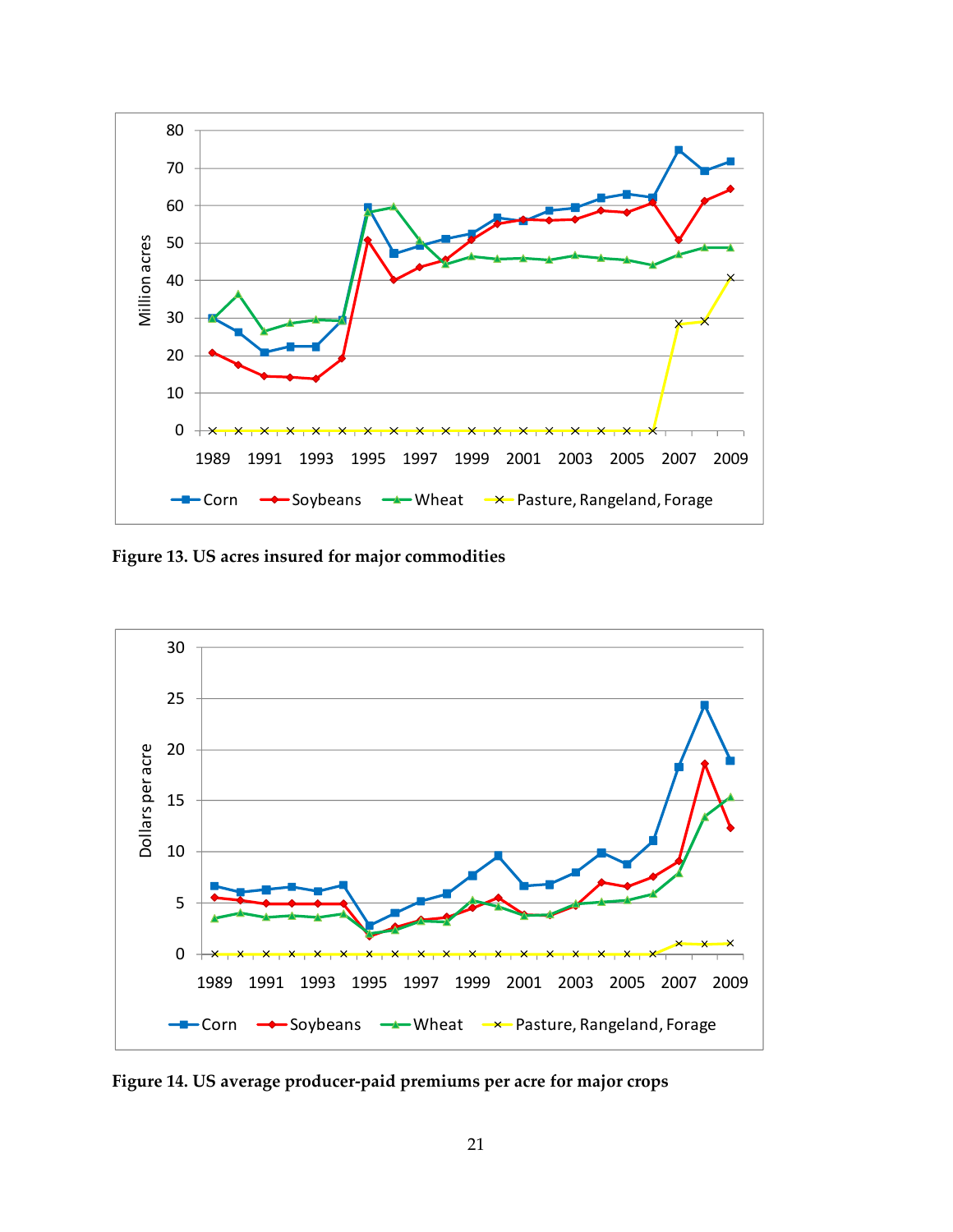Figure 13. US acres insured for major commodities

Figure 14. US average producer-paid premiums per acre for major crops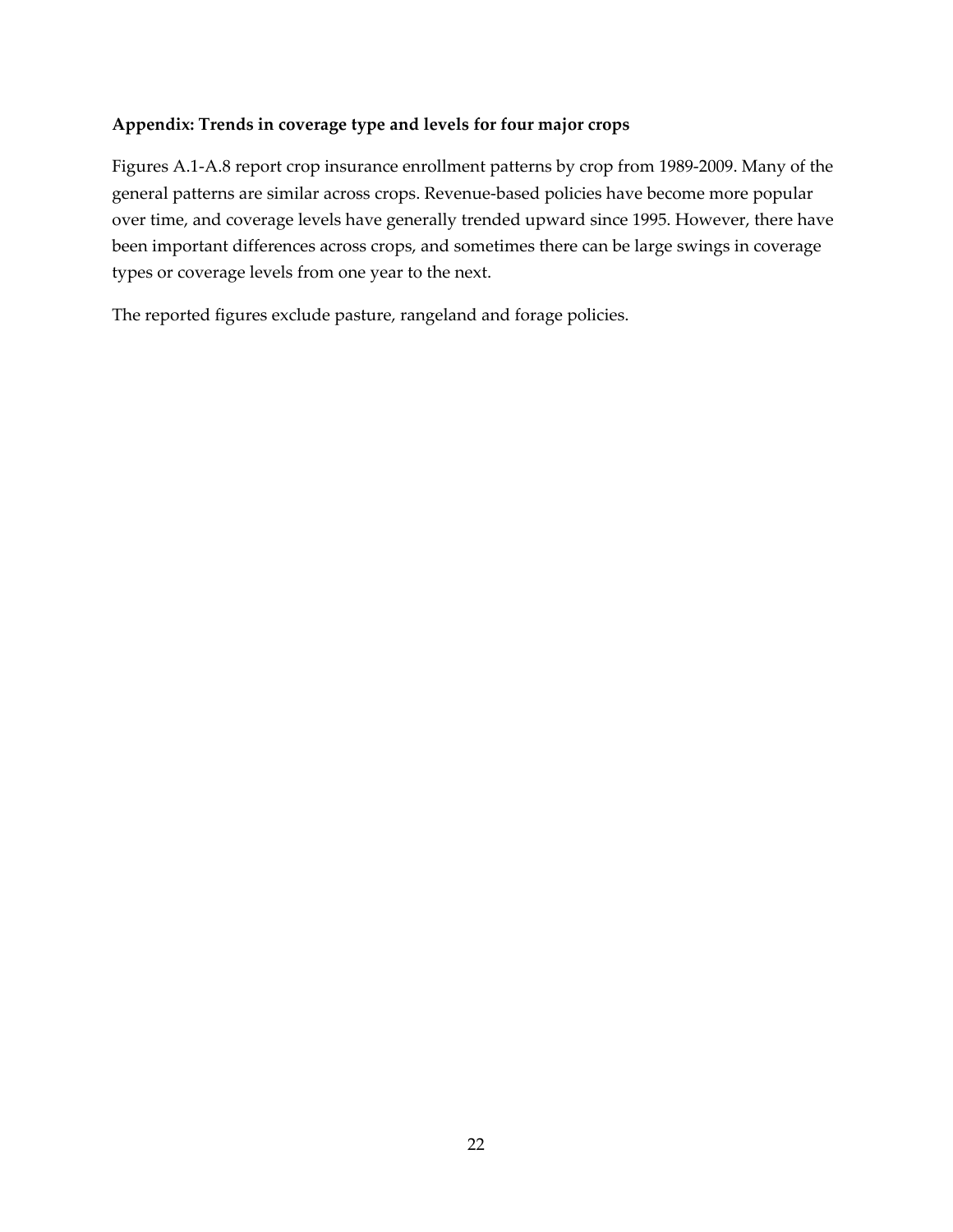## Appendix: Trends in coverage type and levels for four major crops

Figures A.1-A.8 report crop insurance enrollment patterns by crop from 1989-2009. Many of the general patterns are similar across crops. Revenue-based policies have become more popular over time, and coverage levels have generally trended upward since 1995. However, there have been important differences across crops, and sometimes there can be large swings in coverage types or coverage levels from one year to the next.

The reported figures exclude pasture, rangeland and forage policies.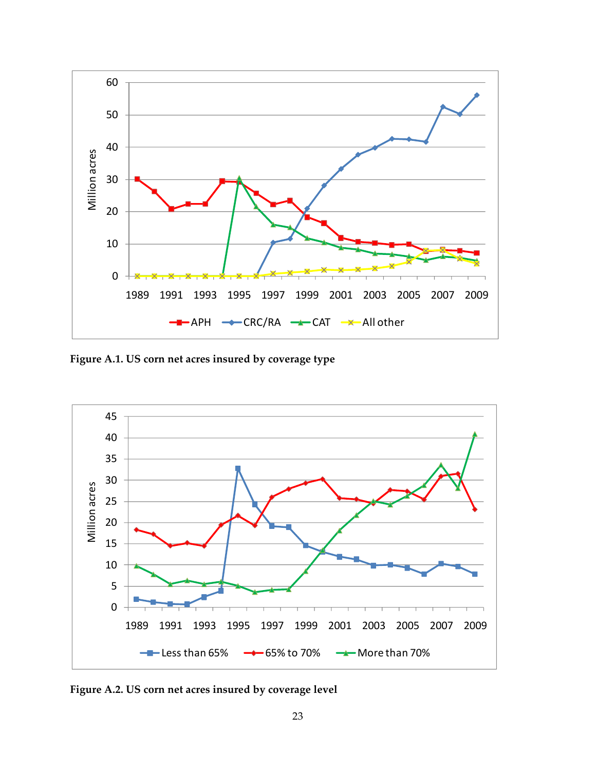**Figure A.1. US corn net acres insured by coverage type**

**Figure A.2. US corn net acres insured by coverage level**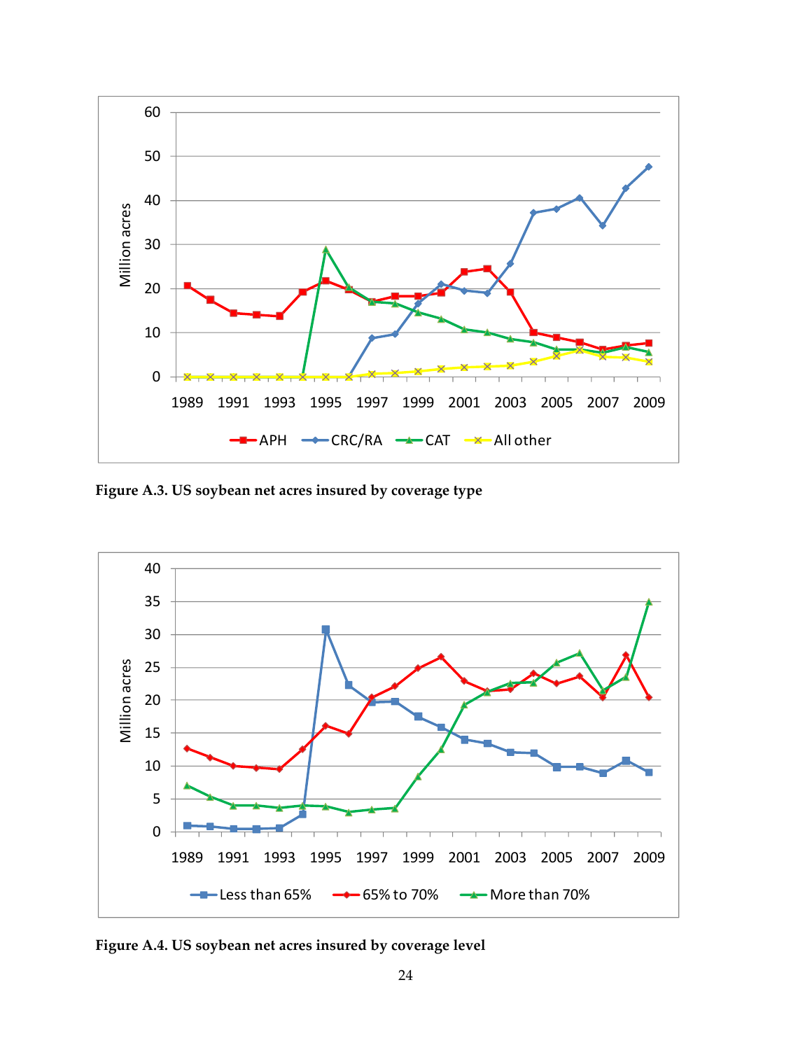**Figure A.3. US soybean net acres insured by coverage type**

**Figure A.4. US soybean net acres insured by coverage level**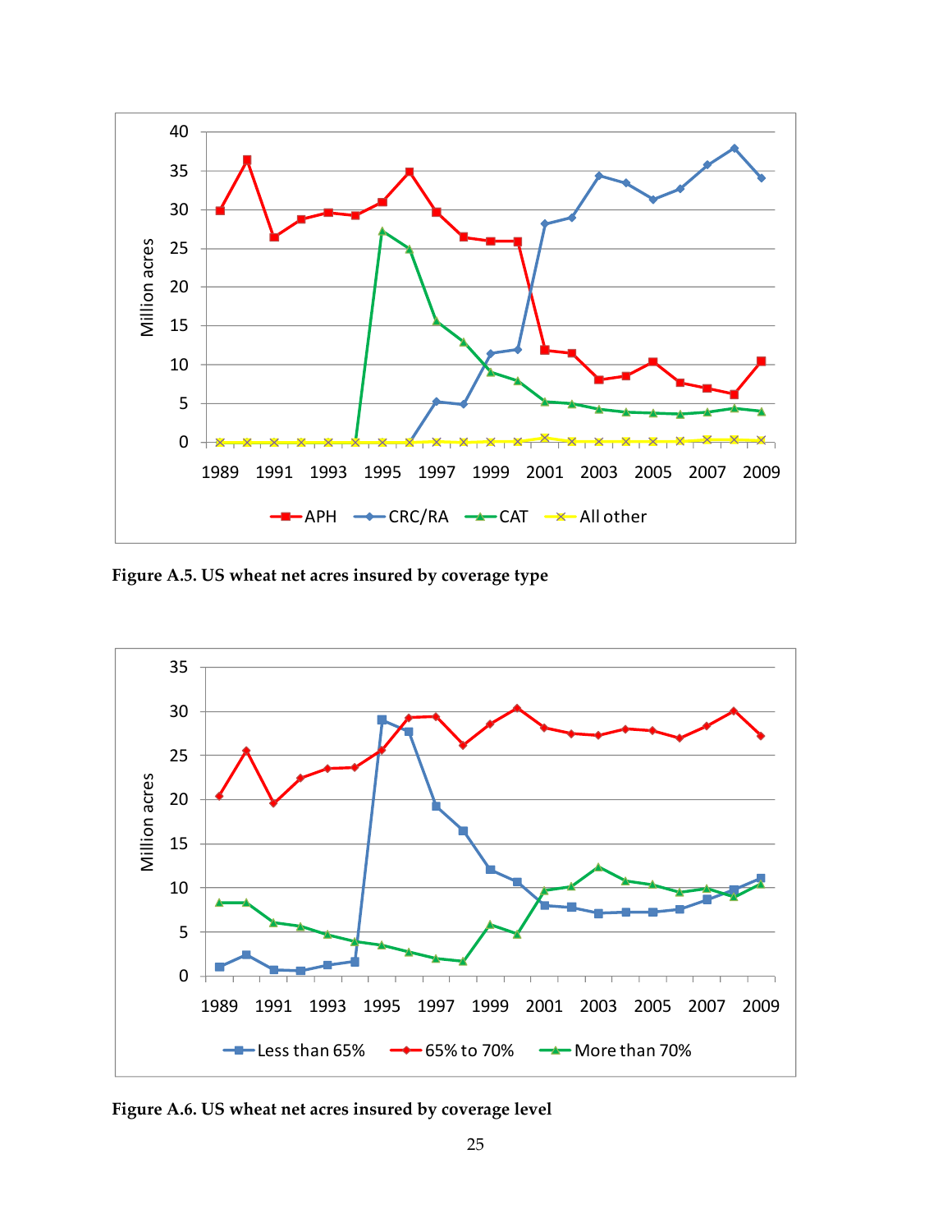**Figure A.5. US wheat net acres insured by coverage type**

**Figure A.6. US wheat net acres insured by coverage level**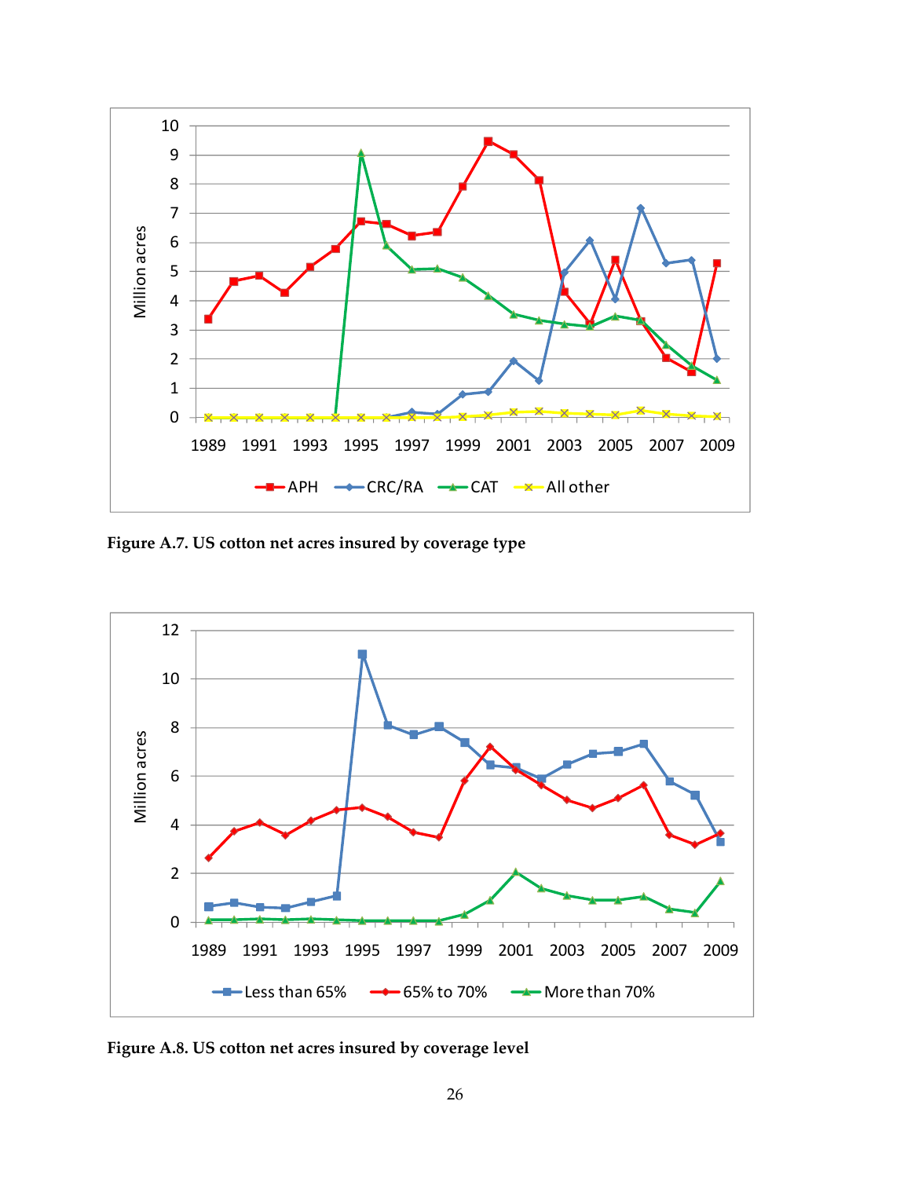10
9
8
7
6
5
4
3
2
1
0

Million acres

1989 1991 1993 1995 1997 1999 2001 2003 2005 2007 2009

APH CRC/RA CAT All other

**Figure A.7. US cotton net acres insured by coverage type**

12
10
8
6
4
2
0

Million acres

1989 1991 1993 1995 1997 1999 2001 2003 2005 2007 2009

Less than 65% 65% to 70% More than 70%

**Figure A.8. US cotton net acres insured by coverage level**